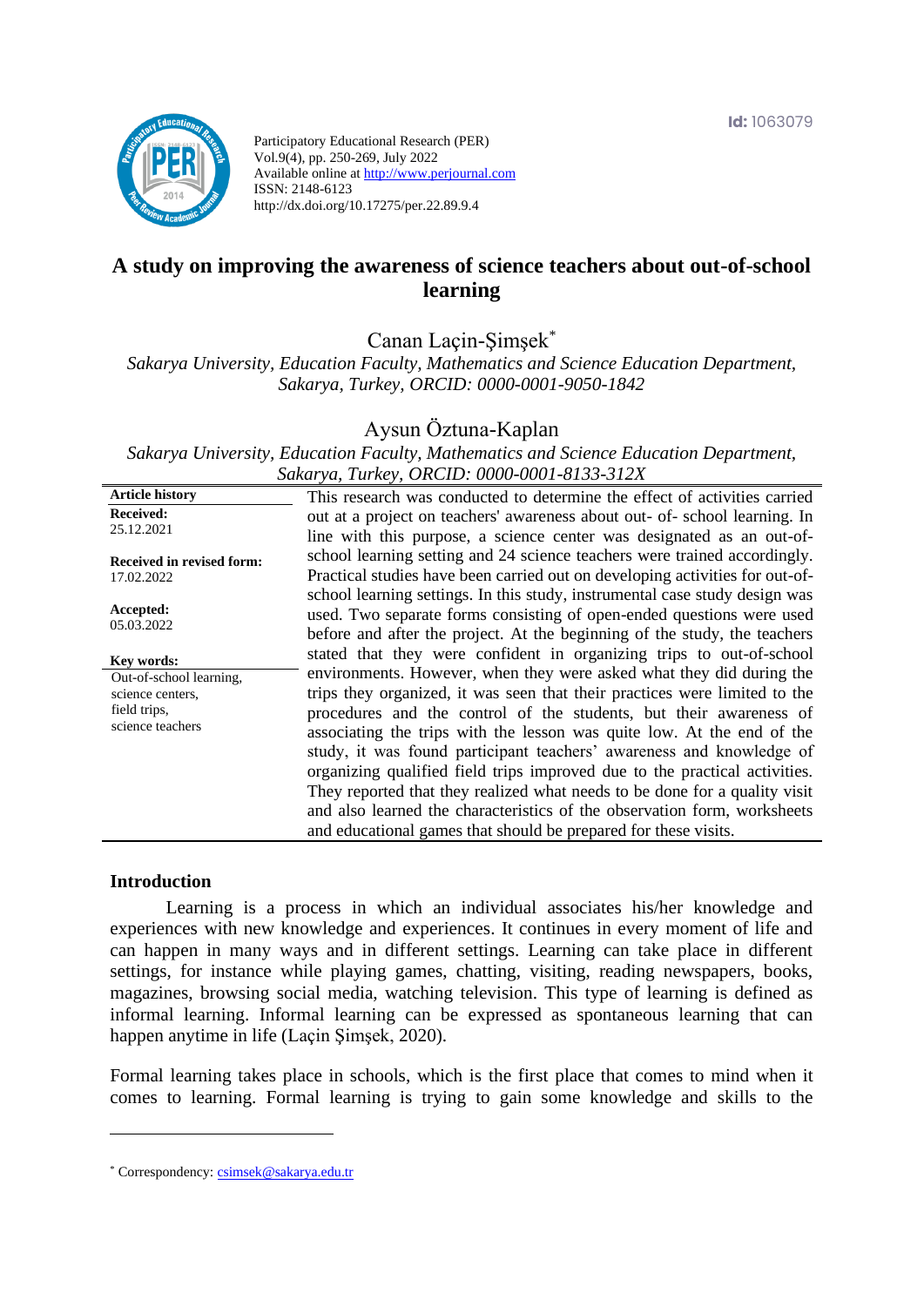Id: 1063079

Participatory Educational Research (PER)
Vol.9(4), pp. 250-269, July 2022
Available online at http://www.perjournal.com
ISSN: 2148-6123
http://dx.doi.org/10.17275/per.22.89.9.4

# A study on improving the awareness of science teachers about out-of-school learning

Canan Laçin-Şimşek*

*Sakarya University, Education Faculty, Mathematics and Science Education Department, Sakarya, Turkey, ORCID: 0000-0001-9050-1842*

Aysun Öztuna-Kaplan

*Sakarya University, Education Faculty, Mathematics and Science Education Department, Sakarya, Turkey, ORCID: 0000-0001-8133-312X*

**Article history**

**Received:** 25.12.2021

**Received in revised form:** 17.02.2022

**Accepted:** 05.03.2022

**Key words:**
Out-of-school learning, science centers, field trips, science teachers

This research was conducted to determine the effect of activities carried out at a project on teachers' awareness about out- of- school learning. In line with this purpose, a science center was designated as an out-of-school learning setting and 24 science teachers were trained accordingly. Practical studies have been carried out on developing activities for out-of-school learning settings. In this study, instrumental case study design was used. Two separate forms consisting of open-ended questions were used before and after the project. At the beginning of the study, the teachers stated that they were confident in organizing trips to out-of-school environments. However, when they were asked what they did during the trips they organized, it was seen that their practices were limited to the procedures and the control of the students, but their awareness of associating the trips with the lesson was quite low. At the end of the study, it was found participant teachers' awareness and knowledge of organizing qualified field trips improved due to the practical activities. They reported that they realized what needs to be done for a quality visit and also learned the characteristics of the observation form, worksheets and educational games that should be prepared for these visits.

## Introduction

Learning is a process in which an individual associates his/her knowledge and experiences with new knowledge and experiences. It continues in every moment of life and can happen in many ways and in different settings. Learning can take place in different settings, for instance while playing games, chatting, visiting, reading newspapers, books, magazines, browsing social media, watching television. This type of learning is defined as informal learning. Informal learning can be expressed as spontaneous learning that can happen anytime in life (Laçin Şimşek, 2020).

Formal learning takes place in schools, which is the first place that comes to mind when it comes to learning. Formal learning is trying to gain some knowledge and skills to the

* Correspondency: csimsek@sakarya.edu.tr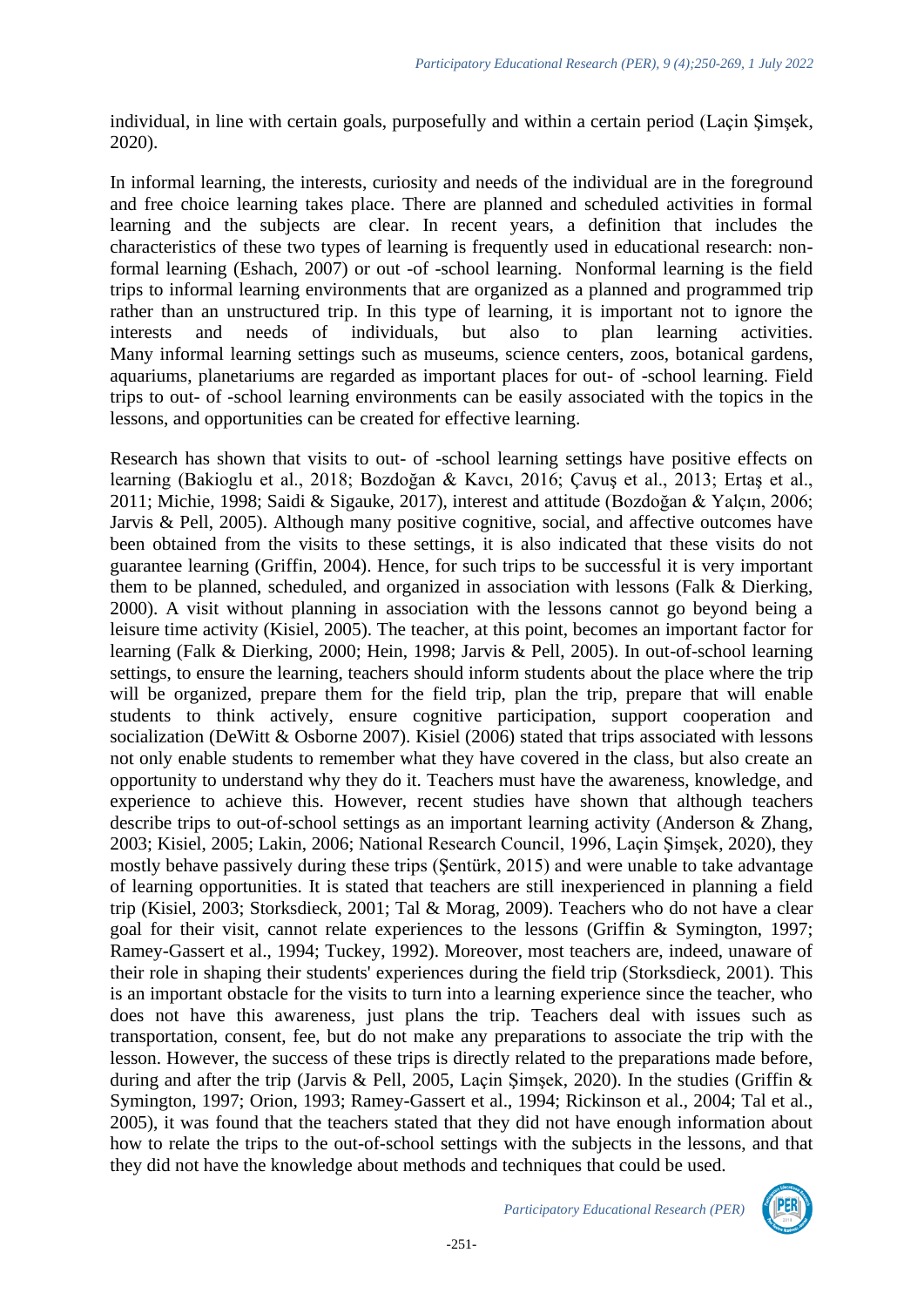individual, in line with certain goals, purposefully and within a certain period (Laçin Şimşek, 2020).

In informal learning, the interests, curiosity and needs of the individual are in the foreground and free choice learning takes place. There are planned and scheduled activities in formal learning and the subjects are clear. In recent years, a definition that includes the characteristics of these two types of learning is frequently used in educational research: non-formal learning (Eshach, 2007) or out -of -school learning. Nonformal learning is the field trips to informal learning environments that are organized as a planned and programmed trip rather than an unstructured trip. In this type of learning, it is important not to ignore the interests and needs of individuals, but also to plan learning activities. Many informal learning settings such as museums, science centers, zoos, botanical gardens, aquariums, planetariums are regarded as important places for out- of -school learning. Field trips to out- of -school learning environments can be easily associated with the topics in the lessons, and opportunities can be created for effective learning.

Research has shown that visits to out- of -school learning settings have positive effects on learning (Bakioglu et al., 2018; Bozdoğan & Kavcı, 2016; Çavuş et al., 2013; Ertaş et al., 2011; Michie, 1998; Saidi & Sigauke, 2017), interest and attitude (Bozdoğan & Yalçın, 2006; Jarvis & Pell, 2005). Although many positive cognitive, social, and affective outcomes have been obtained from the visits to these settings, it is also indicated that these visits do not guarantee learning (Griffin, 2004). Hence, for such trips to be successful it is very important them to be planned, scheduled, and organized in association with lessons (Falk & Dierking, 2000). A visit without planning in association with the lessons cannot go beyond being a leisure time activity (Kisiel, 2005). The teacher, at this point, becomes an important factor for learning (Falk & Dierking, 2000; Hein, 1998; Jarvis & Pell, 2005). In out-of-school learning settings, to ensure the learning, teachers should inform students about the place where the trip will be organized, prepare them for the field trip, plan the trip, prepare that will enable students to think actively, ensure cognitive participation, support cooperation and socialization (DeWitt & Osborne 2007). Kisiel (2006) stated that trips associated with lessons not only enable students to remember what they have covered in the class, but also create an opportunity to understand why they do it. Teachers must have the awareness, knowledge, and experience to achieve this. However, recent studies have shown that although teachers describe trips to out-of-school settings as an important learning activity (Anderson & Zhang, 2003; Kisiel, 2005; Lakin, 2006; National Research Council, 1996, Laçin Şimşek, 2020), they mostly behave passively during these trips (Şentürk, 2015) and were unable to take advantage of learning opportunities. It is stated that teachers are still inexperienced in planning a field trip (Kisiel, 2003; Storksdieck, 2001; Tal & Morag, 2009). Teachers who do not have a clear goal for their visit, cannot relate experiences to the lessons (Griffin & Symington, 1997; Ramey-Gassert et al., 1994; Tuckey, 1992). Moreover, most teachers are, indeed, unaware of their role in shaping their students' experiences during the field trip (Storksdieck, 2001). This is an important obstacle for the visits to turn into a learning experience since the teacher, who does not have this awareness, just plans the trip. Teachers deal with issues such as transportation, consent, fee, but do not make any preparations to associate the trip with the lesson. However, the success of these trips is directly related to the preparations made before, during and after the trip (Jarvis & Pell, 2005, Laçin Şimşek, 2020). In the studies (Griffin & Symington, 1997; Orion, 1993; Ramey-Gassert et al., 1994; Rickinson et al., 2004; Tal et al., 2005), it was found that the teachers stated that they did not have enough information about how to relate the trips to the out-of-school settings with the subjects in the lessons, and that they did not have the knowledge about methods and techniques that could be used.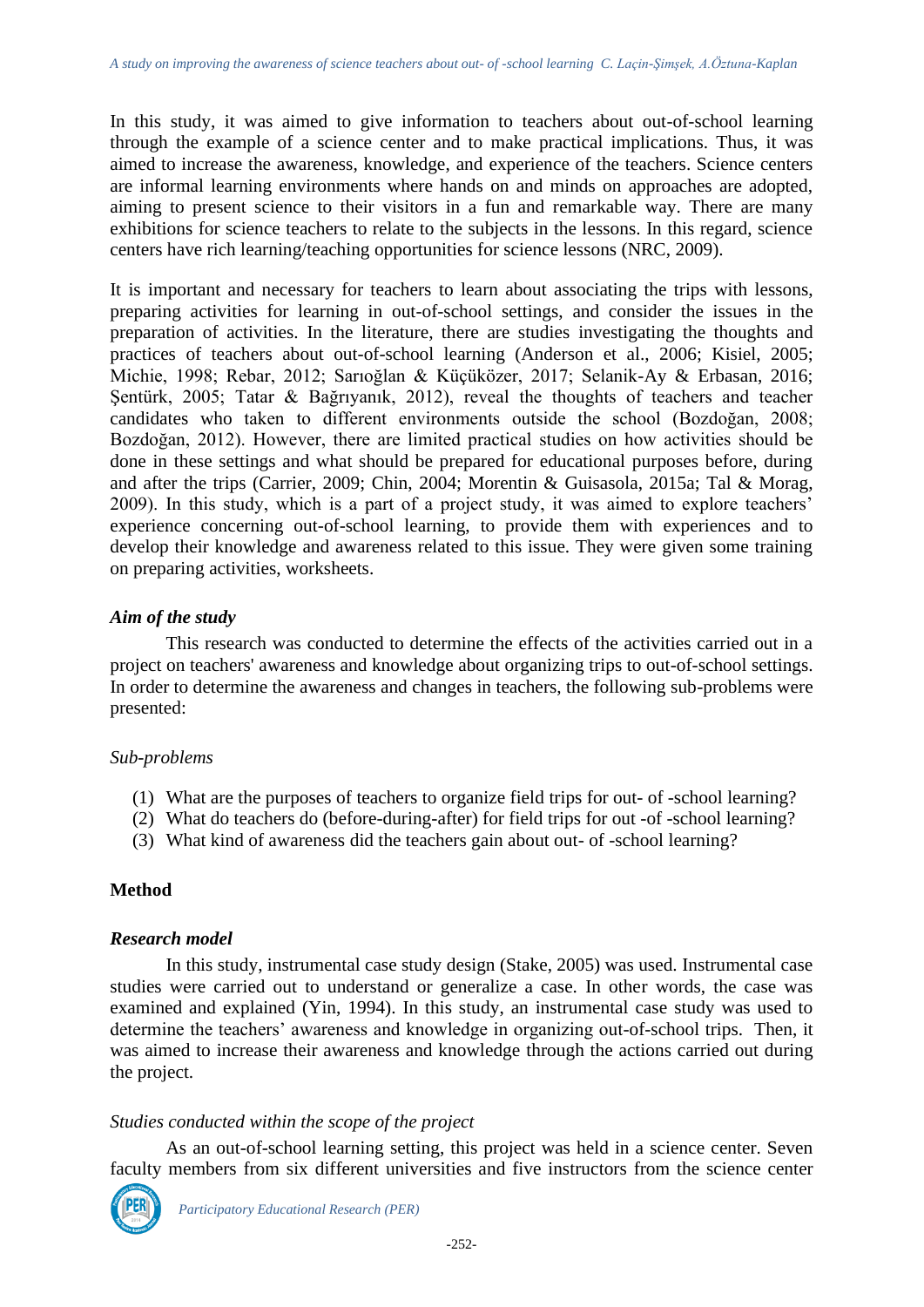In this study, it was aimed to give information to teachers about out-of-school learning through the example of a science center and to make practical implications. Thus, it was aimed to increase the awareness, knowledge, and experience of the teachers. Science centers are informal learning environments where hands on and minds on approaches are adopted, aiming to present science to their visitors in a fun and remarkable way. There are many exhibitions for science teachers to relate to the subjects in the lessons. In this regard, science centers have rich learning/teaching opportunities for science lessons (NRC, 2009).

It is important and necessary for teachers to learn about associating the trips with lessons, preparing activities for learning in out-of-school settings, and consider the issues in the preparation of activities. In the literature, there are studies investigating the thoughts and practices of teachers about out-of-school learning (Anderson et al., 2006; Kisiel, 2005; Michie, 1998; Rebar, 2012; Sarıoğlan & Küçüközer, 2017; Selanik-Ay & Erbasan, 2016; Şentürk, 2005; Tatar & Bağrıyanık, 2012), reveal the thoughts of teachers and teacher candidates who taken to different environments outside the school (Bozdoğan, 2008; Bozdoğan, 2012). However, there are limited practical studies on how activities should be done in these settings and what should be prepared for educational purposes before, during and after the trips (Carrier, 2009; Chin, 2004; Morentin & Guisasola, 2015a; Tal & Morag, 2009). In this study, which is a part of a project study, it was aimed to explore teachers' experience concerning out-of-school learning, to provide them with experiences and to develop their knowledge and awareness related to this issue. They were given some training on preparing activities, worksheets.

### *Aim of the study*

This research was conducted to determine the effects of the activities carried out in a project on teachers' awareness and knowledge about organizing trips to out-of-school settings. In order to determine the awareness and changes in teachers, the following sub-problems were presented:

#### *Sub-problems*

(1) What are the purposes of teachers to organize field trips for out- of -school learning?
(2) What do teachers do (before-during-after) for field trips for out -of -school learning?
(3) What kind of awareness did the teachers gain about out- of -school learning?

## Method

### *Research model*

In this study, instrumental case study design (Stake, 2005) was used. Instrumental case studies were carried out to understand or generalize a case. In other words, the case was examined and explained (Yin, 1994). In this study, an instrumental case study was used to determine the teachers' awareness and knowledge in organizing out-of-school trips. Then, it was aimed to increase their awareness and knowledge through the actions carried out during the project.

#### *Studies conducted within the scope of the project*

As an out-of-school learning setting, this project was held in a science center. Seven faculty members from six different universities and five instructors from the science center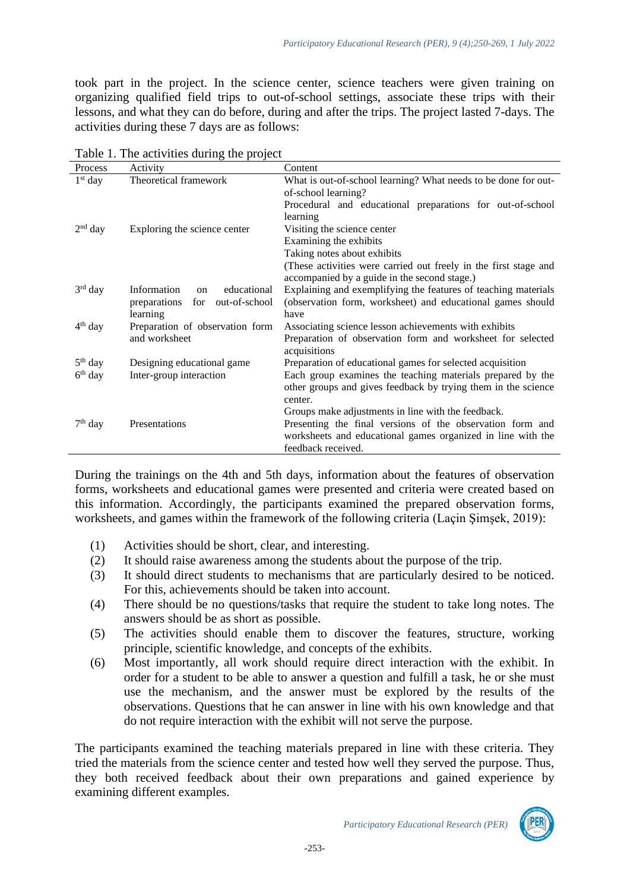took part in the project. In the science center, science teachers were given training on organizing qualified field trips to out-of-school settings, associate these trips with their lessons, and what they can do before, during and after the trips. The project lasted 7-days. The activities during these 7 days are as follows:

Table 1. The activities during the project

| Process | Activity | Content |
| --- | --- | --- |
| 1st day | Theoretical framework | What is out-of-school learning? What needs to be done for out-of-school learning?<br>Procedural and educational preparations for out-of-school learning |
| 2nd day | Exploring the science center | Visiting the science center<br>Examining the exhibits<br>Taking notes about exhibits<br>(These activities were carried out freely in the first stage and accompanied by a guide in the second stage.) |
| 3rd day | Information on educational preparations for out-of-school learning | Explaining and exemplifying the features of teaching materials (observation form, worksheet) and educational games should have |
| 4th day | Preparation of observation form and worksheet | Associating science lesson achievements with exhibits<br>Preparation of observation form and worksheet for selected acquisitions |
| 5th day | Designing educational game | Preparation of educational games for selected acquisition |
| 6th day | Inter-group interaction | Each group examines the teaching materials prepared by the other groups and gives feedback by trying them in the science center.<br>Groups make adjustments in line with the feedback. |
| 7th day | Presentations | Presenting the final versions of the observation form and worksheets and educational games organized in line with the feedback received. |

During the trainings on the 4th and 5th days, information about the features of observation forms, worksheets and educational games were presented and criteria were created based on this information. Accordingly, the participants examined the prepared observation forms, worksheets, and games within the framework of the following criteria (Laçin Şimşek, 2019):

(1) Activities should be short, clear, and interesting.
(2) It should raise awareness among the students about the purpose of the trip.
(3) It should direct students to mechanisms that are particularly desired to be noticed. For this, achievements should be taken into account.
(4) There should be no questions/tasks that require the student to take long notes. The answers should be as short as possible.
(5) The activities should enable them to discover the features, structure, working principle, scientific knowledge, and concepts of the exhibits.
(6) Most importantly, all work should require direct interaction with the exhibit. In order for a student to be able to answer a question and fulfill a task, he or she must use the mechanism, and the answer must be explored by the results of the observations. Questions that he can answer in line with his own knowledge and that do not require interaction with the exhibit will not serve the purpose.

The participants examined the teaching materials prepared in line with these criteria. They tried the materials from the science center and tested how well they served the purpose. Thus, they both received feedback about their own preparations and gained experience by examining different examples.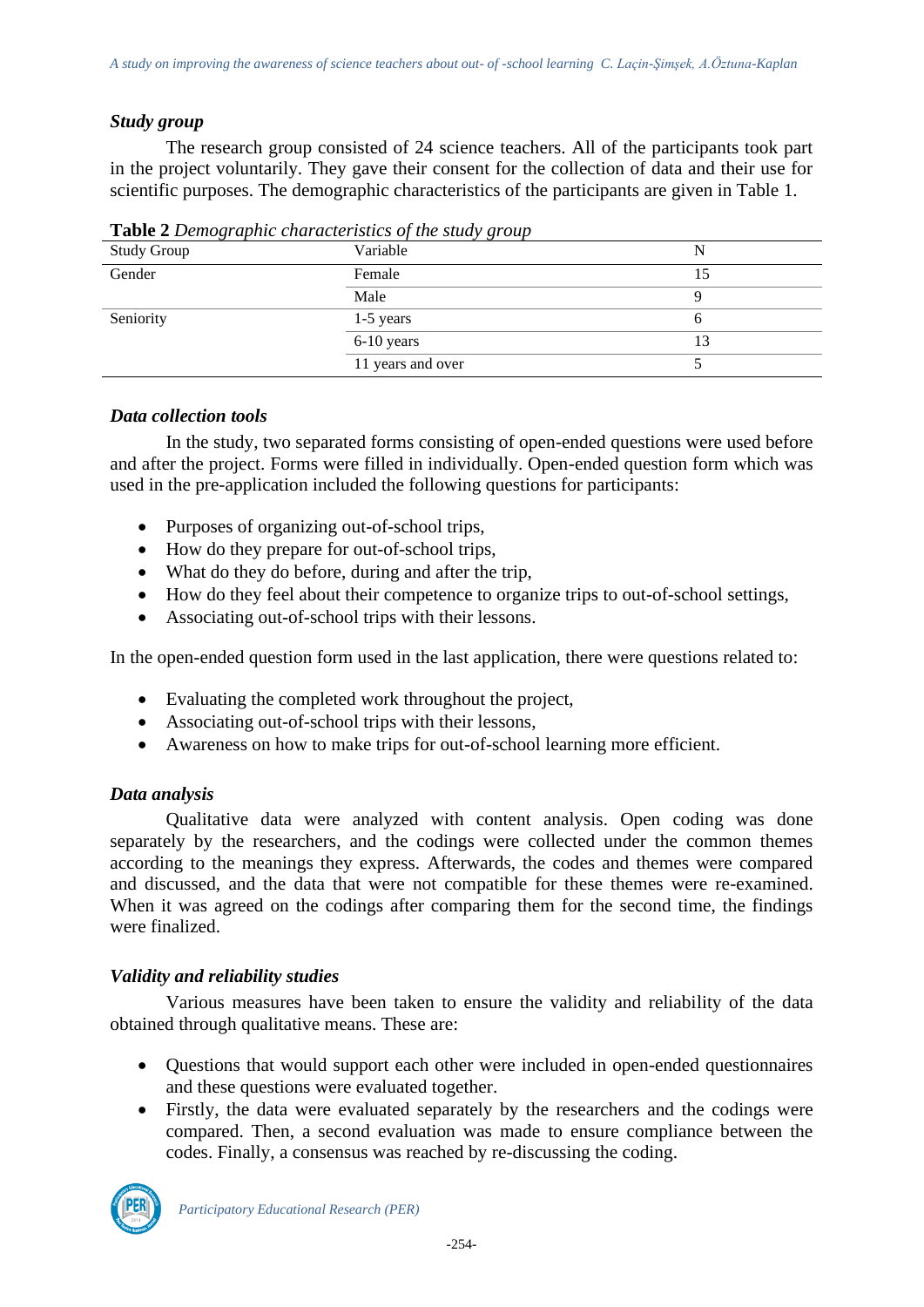### *Study group*

The research group consisted of 24 science teachers. All of the participants took part in the project voluntarily. They gave their consent for the collection of data and their use for scientific purposes. The demographic characteristics of the participants are given in Table 1.

**Table 2** *Demographic characteristics of the study group*

| Study Group | Variable | N |
|---|---|---|
| Gender | Female | 15 |
| | Male | 9 |
| Seniority | 1-5 years | 6 |
| | 6-10 years | 13 |
| | 11 years and over | 5 |

### *Data collection tools*

In the study, two separated forms consisting of open-ended questions were used before and after the project. Forms were filled in individually. Open-ended question form which was used in the pre-application included the following questions for participants:

- Purposes of organizing out-of-school trips,
- How do they prepare for out-of-school trips,
- What do they do before, during and after the trip,
- How do they feel about their competence to organize trips to out-of-school settings,
- Associating out-of-school trips with their lessons.

In the open-ended question form used in the last application, there were questions related to:

- Evaluating the completed work throughout the project,
- Associating out-of-school trips with their lessons,
- Awareness on how to make trips for out-of-school learning more efficient.

### *Data analysis*

Qualitative data were analyzed with content analysis. Open coding was done separately by the researchers, and the codings were collected under the common themes according to the meanings they express. Afterwards, the codes and themes were compared and discussed, and the data that were not compatible for these themes were re-examined. When it was agreed on the codings after comparing them for the second time, the findings were finalized.

### *Validity and reliability studies*

Various measures have been taken to ensure the validity and reliability of the data obtained through qualitative means. These are:

- Questions that would support each other were included in open-ended questionnaires and these questions were evaluated together.
- Firstly, the data were evaluated separately by the researchers and the codings were compared. Then, a second evaluation was made to ensure compliance between the codes. Finally, a consensus was reached by re-discussing the coding.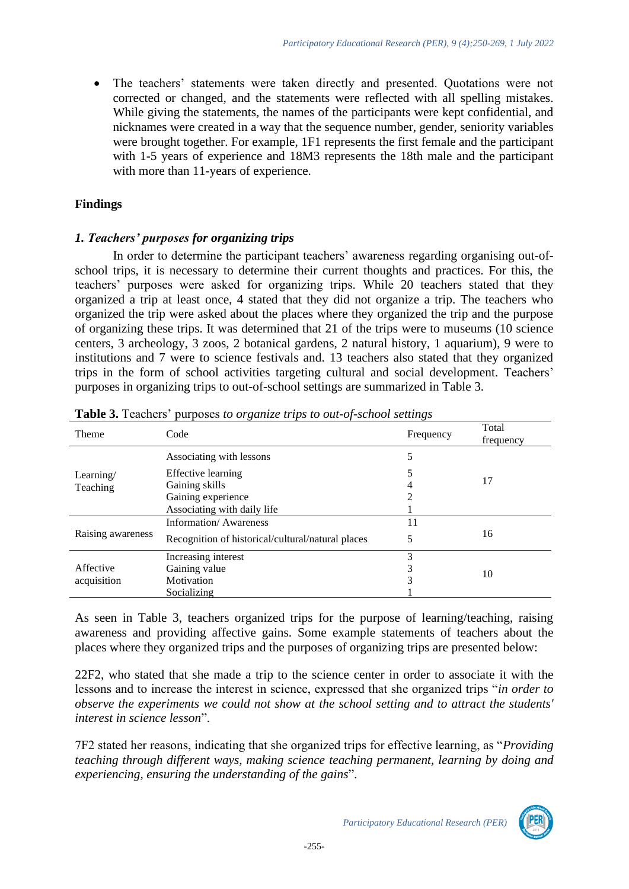- The teachers' statements were taken directly and presented. Quotations were not corrected or changed, and the statements were reflected with all spelling mistakes. While giving the statements, the names of the participants were kept confidential, and nicknames were created in a way that the sequence number, gender, seniority variables were brought together. For example, 1F1 represents the first female and the participant with 1-5 years of experience and 18M3 represents the 18th male and the participant with more than 11-years of experience.

## Findings

### *1. Teachers' purposes for organizing trips*

In order to determine the participant teachers' awareness regarding organising out-of-school trips, it is necessary to determine their current thoughts and practices. For this, the teachers' purposes were asked for organizing trips. While 20 teachers stated that they organized a trip at least once, 4 stated that they did not organize a trip. The teachers who organized the trip were asked about the places where they organized the trip and the purpose of organizing these trips. It was determined that 21 of the trips were to museums (10 science centers, 3 archeology, 3 zoos, 2 botanical gardens, 2 natural history, 1 aquarium), 9 were to institutions and 7 were to science festivals and. 13 teachers also stated that they organized trips in the form of school activities targeting cultural and social development. Teachers' purposes in organizing trips to out-of-school settings are summarized in Table 3.

**Table 3.** Teachers' purposes *to organize trips to out-of-school settings*

| Theme | Code | Frequency | Total frequency |
|---|---|---|---|
| Learning/ Teaching | Associating with lessons | 5 | 17 |
| | Effective learning | 5 | |
| | Gaining skills | 4 | |
| | Gaining experience | 2 | |
| | Associating with daily life | 1 | |
| Raising awareness | Information/ Awareness | 11 | 16 |
| | Recognition of historical/cultural/natural places | 5 | |
| Affective acquisition | Increasing interest | 3 | 10 |
| | Gaining value | 3 | |
| | Motivation | 3 | |
| | Socializing | 1 | |

As seen in Table 3, teachers organized trips for the purpose of learning/teaching, raising awareness and providing affective gains. Some example statements of teachers about the places where they organized trips and the purposes of organizing trips are presented below:

22F2, who stated that she made a trip to the science center in order to associate it with the lessons and to increase the interest in science, expressed that she organized trips "*in order to observe the experiments we could not show at the school setting and to attract the students' interest in science lesson*".

7F2 stated her reasons, indicating that she organized trips for effective learning, as "*Providing teaching through different ways, making science teaching permanent, learning by doing and experiencing, ensuring the understanding of the gains*".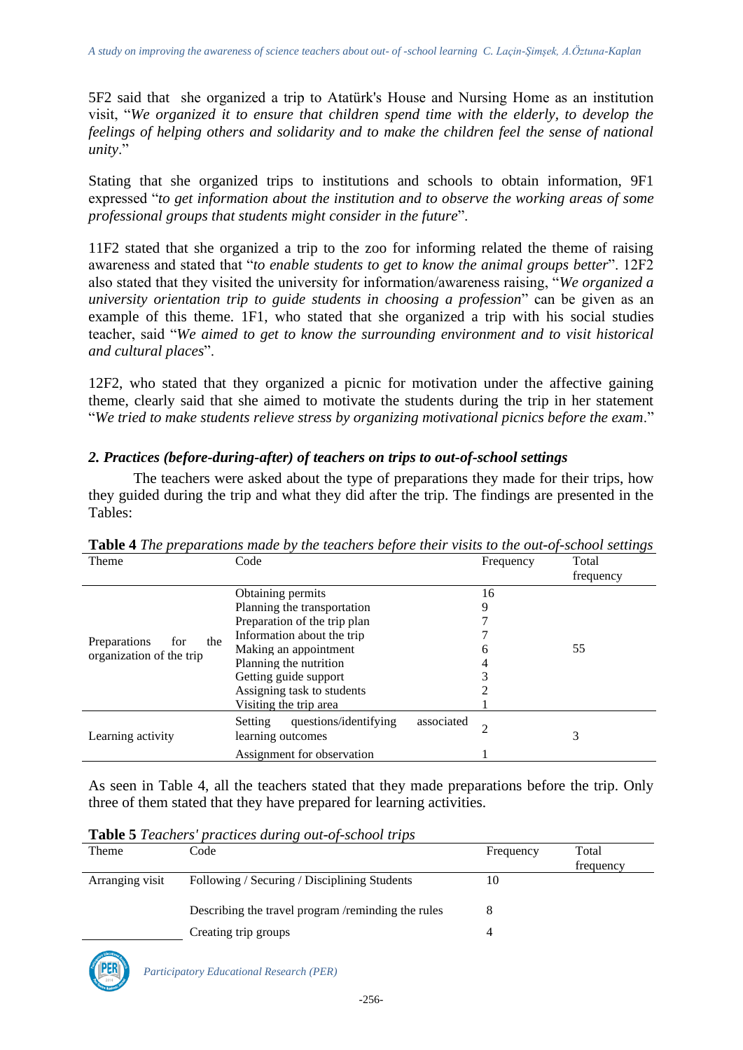5F2 said that she organized a trip to Atatürk's House and Nursing Home as an institution visit, "*We organized it to ensure that children spend time with the elderly, to develop the feelings of helping others and solidarity and to make the children feel the sense of national unity*."

Stating that she organized trips to institutions and schools to obtain information, 9F1 expressed "*to get information about the institution and to observe the working areas of some professional groups that students might consider in the future*".

11F2 stated that she organized a trip to the zoo for informing related the theme of raising awareness and stated that "*to enable students to get to know the animal groups better*". 12F2 also stated that they visited the university for information/awareness raising, "*We organized a university orientation trip to guide students in choosing a profession*" can be given as an example of this theme. 1F1, who stated that she organized a trip with his social studies teacher, said "*We aimed to get to know the surrounding environment and to visit historical and cultural places*".

12F2, who stated that they organized a picnic for motivation under the affective gaining theme, clearly said that she aimed to motivate the students during the trip in her statement "*We tried to make students relieve stress by organizing motivational picnics before the exam*."

### *2. Practices (before-during-after) of teachers on trips to out-of-school settings*

The teachers were asked about the type of preparations they made for their trips, how they guided during the trip and what they did after the trip. The findings are presented in the Tables:

**Table 4** *The preparations made by the teachers before their visits to the out-of-school settings*

| Theme | Code | Frequency | Total frequency |
|---|---|---|---|
| Preparations for the organization of the trip | Obtaining permits | 16 | 55 |
| | Planning the transportation | 9 | |
| | Preparation of the trip plan | 7 | |
| | Information about the trip | 7 | |
| | Making an appointment | 6 | |
| | Planning the nutrition | 4 | |
| | Getting guide support | 3 | |
| | Assigning task to students | 2 | |
| | Visiting the trip area | 1 | |
| Learning activity | Setting questions/identifying associated learning outcomes | 2 | 3 |
| | Assignment for observation | 1 | |

As seen in Table 4, all the teachers stated that they made preparations before the trip. Only three of them stated that they have prepared for learning activities.

**Table 5** *Teachers' practices during out-of-school trips*

| Theme | Code | Frequency | Total frequency |
|---|---|---|---|
| Arranging visit | Following / Securing / Disciplining Students | 10 | |
| | Describing the travel program /reminding the rules | 8 | |
| | Creating trip groups | 4 | |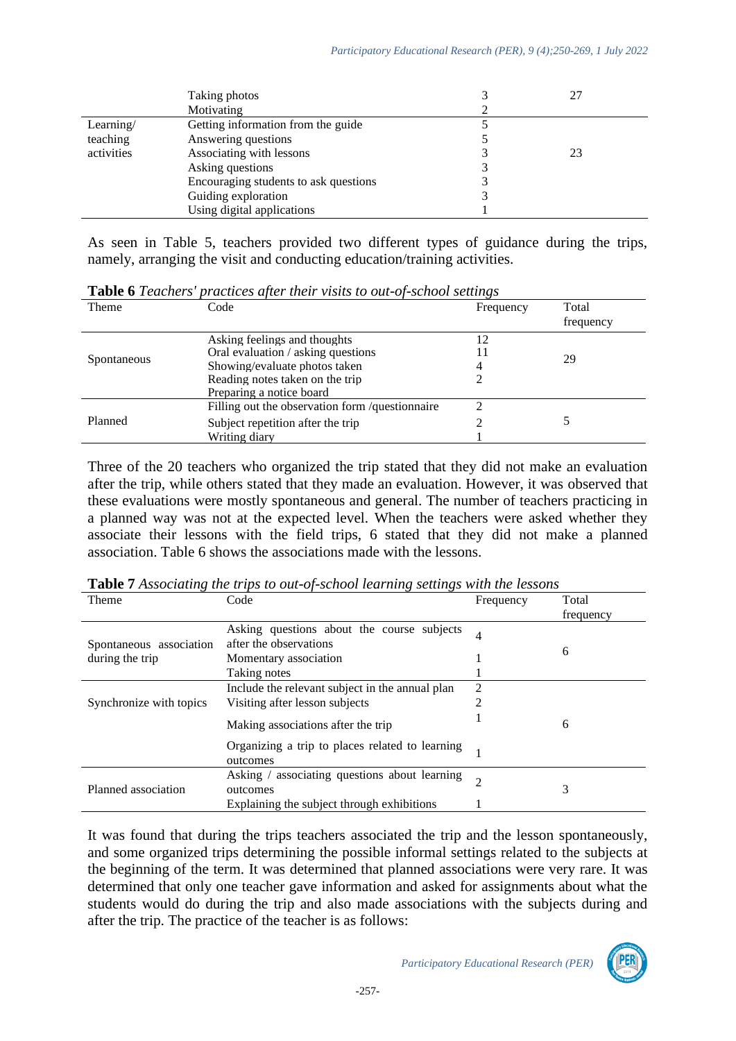| | Taking photos | 3 | 27 |
|---|---|---|---|
| | Motivating | 2 | |
| Learning/ teaching activities | Getting information from the guide | 5 | 23 |
| | Answering questions | 5 | |
| | Associating with lessons | 3 | |
| | Asking questions | 3 | |
| | Encouraging students to ask questions | 3 | |
| | Guiding exploration | 3 | |
| | Using digital applications | 1 | |

As seen in Table 5, teachers provided two different types of guidance during the trips, namely, arranging the visit and conducting education/training activities.

**Table 6** *Teachers' practices after their visits to out-of-school settings*

| Theme | Code | Frequency | Total frequency |
|---|---|---|---|
| Spontaneous | Asking feelings and thoughts | 12 | 29 |
| | Oral evaluation / asking questions | 11 | |
| | Showing/evaluate photos taken | 4 | |
| | Reading notes taken on the trip | 2 | |
| | Preparing a notice board | | |
| Planned | Filling out the observation form /questionnaire | 2 | 5 |
| | Subject repetition after the trip | 2 | |
| | Writing diary | 1 | |

Three of the 20 teachers who organized the trip stated that they did not make an evaluation after the trip, while others stated that they made an evaluation. However, it was observed that these evaluations were mostly spontaneous and general. The number of teachers practicing in a planned way was not at the expected level. When the teachers were asked whether they associate their lessons with the field trips, 6 stated that they did not make a planned association. Table 6 shows the associations made with the lessons.

**Table 7** *Associating the trips to out-of-school learning settings with the lessons*

| Theme | Code | Frequency | Total frequency |
|---|---|---|---|
| Spontaneous association during the trip | Asking questions about the course subjects after the observations | 4 | 6 |
| | Momentary association | 1 | |
| | Taking notes | 1 | |
| Synchronize with topics | Include the relevant subject in the annual plan | 2 | 6 |
| | Visiting after lesson subjects | 2 | |
| | Making associations after the trip | 1 | |
| | Organizing a trip to places related to learning outcomes | 1 | |
| Planned association | Asking / associating questions about learning outcomes | 2 | 3 |
| | Explaining the subject through exhibitions | 1 | |

It was found that during the trips teachers associated the trip and the lesson spontaneously, and some organized trips determining the possible informal settings related to the subjects at the beginning of the term. It was determined that planned associations were very rare. It was determined that only one teacher gave information and asked for assignments about what the students would do during the trip and also made associations with the subjects during and after the trip. The practice of the teacher is as follows: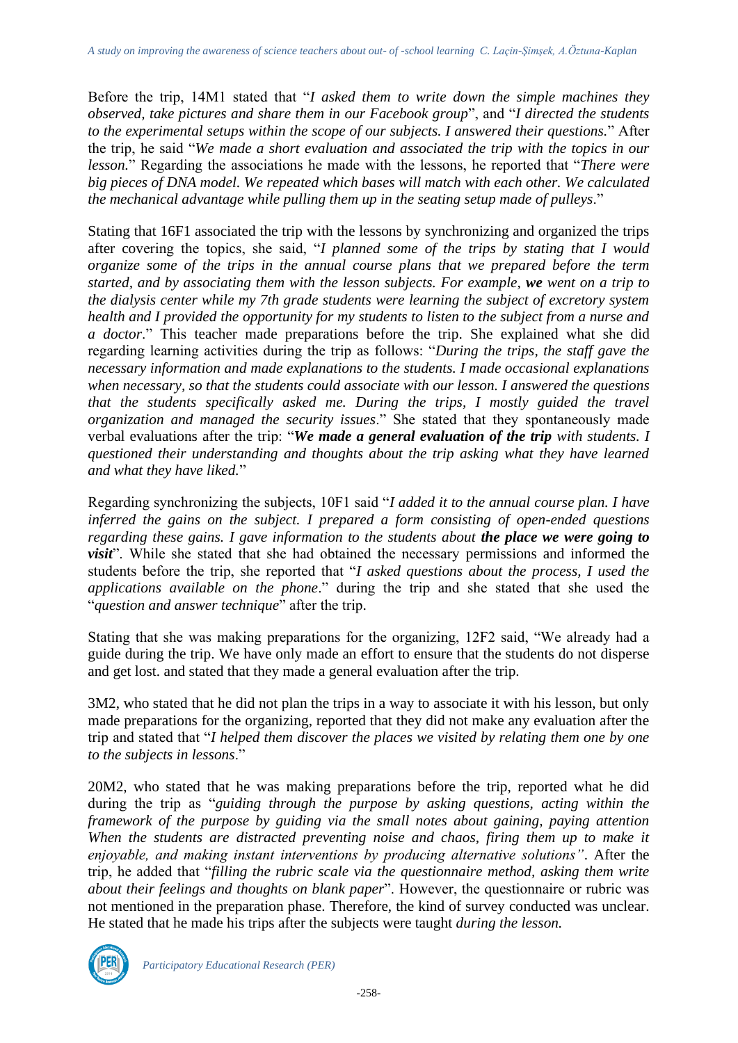Before the trip, 14M1 stated that "*I asked them to write down the simple machines they observed, take pictures and share them in our Facebook group*", and "*I directed the students to the experimental setups within the scope of our subjects. I answered their questions.*" After the trip, he said "*We made a short evaluation and associated the trip with the topics in our lesson.*" Regarding the associations he made with the lessons, he reported that "*There were big pieces of DNA model. We repeated which bases will match with each other. We calculated the mechanical advantage while pulling them up in the seating setup made of pulleys*."

Stating that 16F1 associated the trip with the lessons by synchronizing and organized the trips after covering the topics, she said, "*I planned some of the trips by stating that I would organize some of the trips in the annual course plans that we prepared before the term started, and by associating them with the lesson subjects. For example, **we** went on a trip to the dialysis center while my 7th grade students were learning the subject of excretory system health and I provided the opportunity for my students to listen to the subject from a nurse and a doctor*." This teacher made preparations before the trip. She explained what she did regarding learning activities during the trip as follows: "*During the trips, the staff gave the necessary information and made explanations to the students. I made occasional explanations when necessary, so that the students could associate with our lesson. I answered the questions that the students specifically asked me. During the trips, I mostly guided the travel organization and managed the security issues*." She stated that they spontaneously made verbal evaluations after the trip: "***We made a general evaluation of the trip** with students. I questioned their understanding and thoughts about the trip asking what they have learned and what they have liked.*"

Regarding synchronizing the subjects, 10F1 said "*I added it to the annual course plan. I have inferred the gains on the subject. I prepared a form consisting of open-ended questions regarding these gains. I gave information to the students about **the place we were going to visit***". While she stated that she had obtained the necessary permissions and informed the students before the trip, she reported that "*I asked questions about the process, I used the applications available on the phone*." during the trip and she stated that she used the "*question and answer technique*" after the trip.

Stating that she was making preparations for the organizing, 12F2 said, "We already had a guide during the trip. We have only made an effort to ensure that the students do not disperse and get lost. and stated that they made a general evaluation after the trip.

3M2, who stated that he did not plan the trips in a way to associate it with his lesson, but only made preparations for the organizing, reported that they did not make any evaluation after the trip and stated that "*I helped them discover the places we visited by relating them one by one to the subjects in lessons*."

20M2, who stated that he was making preparations before the trip, reported what he did during the trip as "*guiding through the purpose by asking questions, acting within the framework of the purpose by guiding via the small notes about gaining, paying attention When the students are distracted preventing noise and chaos, firing them up to make it enjoyable, and making instant interventions by producing alternative solutions"*. After the trip, he added that "*filling the rubric scale via the questionnaire method, asking them write about their feelings and thoughts on blank paper*". However, the questionnaire or rubric was not mentioned in the preparation phase. Therefore, the kind of survey conducted was unclear. He stated that he made his trips after the subjects were taught *during the lesson.*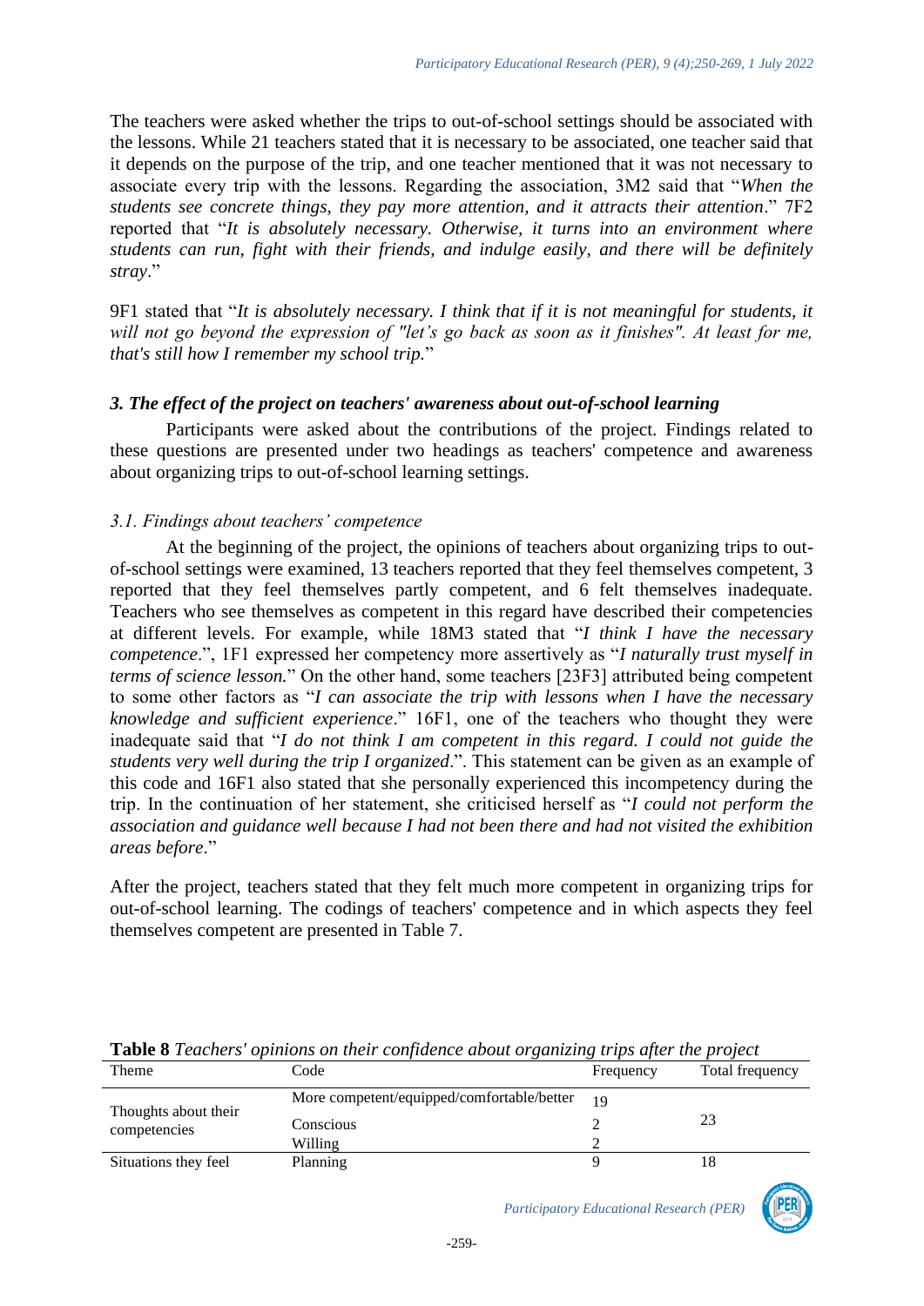The teachers were asked whether the trips to out-of-school settings should be associated with the lessons. While 21 teachers stated that it is necessary to be associated, one teacher said that it depends on the purpose of the trip, and one teacher mentioned that it was not necessary to associate every trip with the lessons. Regarding the association, 3M2 said that "*When the students see concrete things, they pay more attention, and it attracts their attention*." 7F2 reported that "*It is absolutely necessary. Otherwise, it turns into an environment where students can run, fight with their friends, and indulge easily, and there will be definitely stray*."

9F1 stated that "*It is absolutely necessary. I think that if it is not meaningful for students, it will not go beyond the expression of "let's go back as soon as it finishes". At least for me, that's still how I remember my school trip.*"

### *3. The effect of the project on teachers' awareness about out-of-school learning*

Participants were asked about the contributions of the project. Findings related to these questions are presented under two headings as teachers' competence and awareness about organizing trips to out-of-school learning settings.

#### *3.1. Findings about teachers' competence*

At the beginning of the project, the opinions of teachers about organizing trips to out-of-school settings were examined, 13 teachers reported that they feel themselves competent, 3 reported that they feel themselves partly competent, and 6 felt themselves inadequate. Teachers who see themselves as competent in this regard have described their competencies at different levels. For example, while 18M3 stated that "*I think I have the necessary competence*.", 1F1 expressed her competency more assertively as "*I naturally trust myself in terms of science lesson.*" On the other hand, some teachers [23F3] attributed being competent to some other factors as "*I can associate the trip with lessons when I have the necessary knowledge and sufficient experience*." 16F1, one of the teachers who thought they were inadequate said that "*I do not think I am competent in this regard. I could not guide the students very well during the trip I organized*.". This statement can be given as an example of this code and 16F1 also stated that she personally experienced this incompetency during the trip. In the continuation of her statement, she criticised herself as "*I could not perform the association and guidance well because I had not been there and had not visited the exhibition areas before*."

After the project, teachers stated that they felt much more competent in organizing trips for out-of-school learning. The codings of teachers' competence and in which aspects they feel themselves competent are presented in Table 7.

**Table 8** *Teachers' opinions on their confidence about organizing trips after the project*

| Theme | Code | Frequency | Total frequency |
|---|---|---|---|
| Thoughts about their competencies | More competent/equipped/comfortable/better | 19 | 23 |
| | Conscious | 2 | |
| | Willing | 2 | |
| Situations they feel | Planning | 9 | 18 |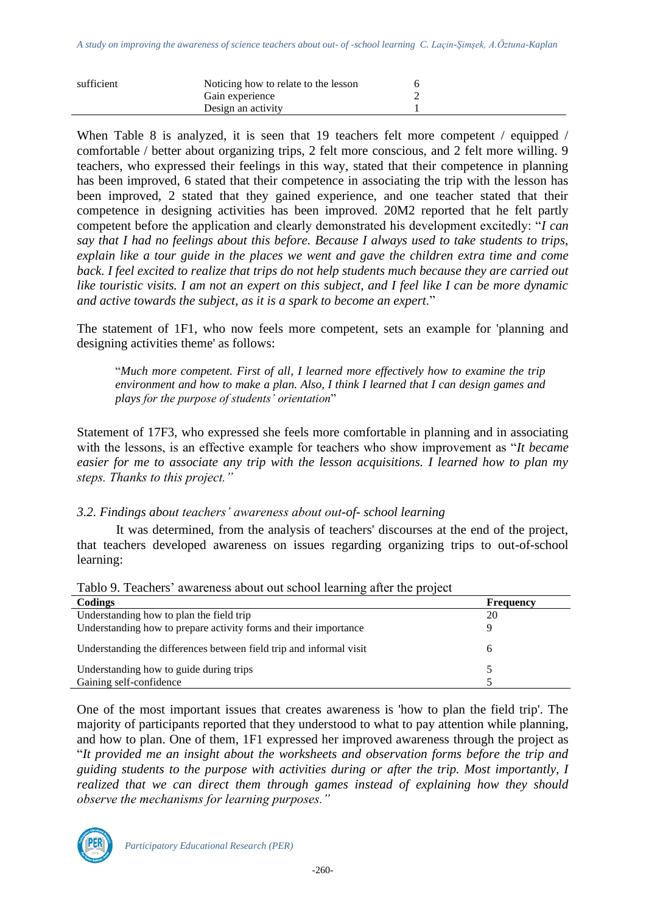| sufficient | Noticing how to relate to the lesson | 6 |
|---|---|---|
| | Gain experience | 2 |
| | Design an activity | 1 |

When Table 8 is analyzed, it is seen that 19 teachers felt more competent / equipped / comfortable / better about organizing trips, 2 felt more conscious, and 2 felt more willing. 9 teachers, who expressed their feelings in this way, stated that their competence in planning has been improved, 6 stated that their competence in associating the trip with the lesson has been improved, 2 stated that they gained experience, and one teacher stated that their competence in designing activities has been improved. 20M2 reported that he felt partly competent before the application and clearly demonstrated his development excitedly: "*I can say that I had no feelings about this before. Because I always used to take students to trips, explain like a tour guide in the places we went and gave the children extra time and come back. I feel excited to realize that trips do not help students much because they are carried out like touristic visits. I am not an expert on this subject, and I feel like I can be more dynamic and active towards the subject, as it is a spark to become an expert*."

The statement of 1F1, who now feels more competent, sets an example for 'planning and designing activities theme' as follows:

> "*Much more competent. First of all, I learned more effectively how to examine the trip environment and how to make a plan. Also, I think I learned that I can design games and plays for the purpose of students' orientation*"

Statement of 17F3, who expressed she feels more comfortable in planning and in associating with the lessons, is an effective example for teachers who show improvement as "*It became easier for me to associate any trip with the lesson acquisitions. I learned how to plan my steps. Thanks to this project.*"

### *3.2. Findings about teachers' awareness about out-of- school learning*

It was determined, from the analysis of teachers' discourses at the end of the project, that teachers developed awareness on issues regarding organizing trips to out-of-school learning:

Tablo 9. Teachers' awareness about out school learning after the project

| Codings | Frequency |
|---|---|
| Understanding how to plan the field trip | 20 |
| Understanding how to prepare activity forms and their importance | 9 |
| Understanding the differences between field trip and informal visit | 6 |
| Understanding how to guide during trips | 5 |
| Gaining self-confidence | 5 |

One of the most important issues that creates awareness is 'how to plan the field trip'. The majority of participants reported that they understood to what to pay attention while planning, and how to plan. One of them, 1F1 expressed her improved awareness through the project as "*It provided me an insight about the worksheets and observation forms before the trip and guiding students to the purpose with activities during or after the trip. Most importantly, I realized that we can direct them through games instead of explaining how they should observe the mechanisms for learning purposes.*"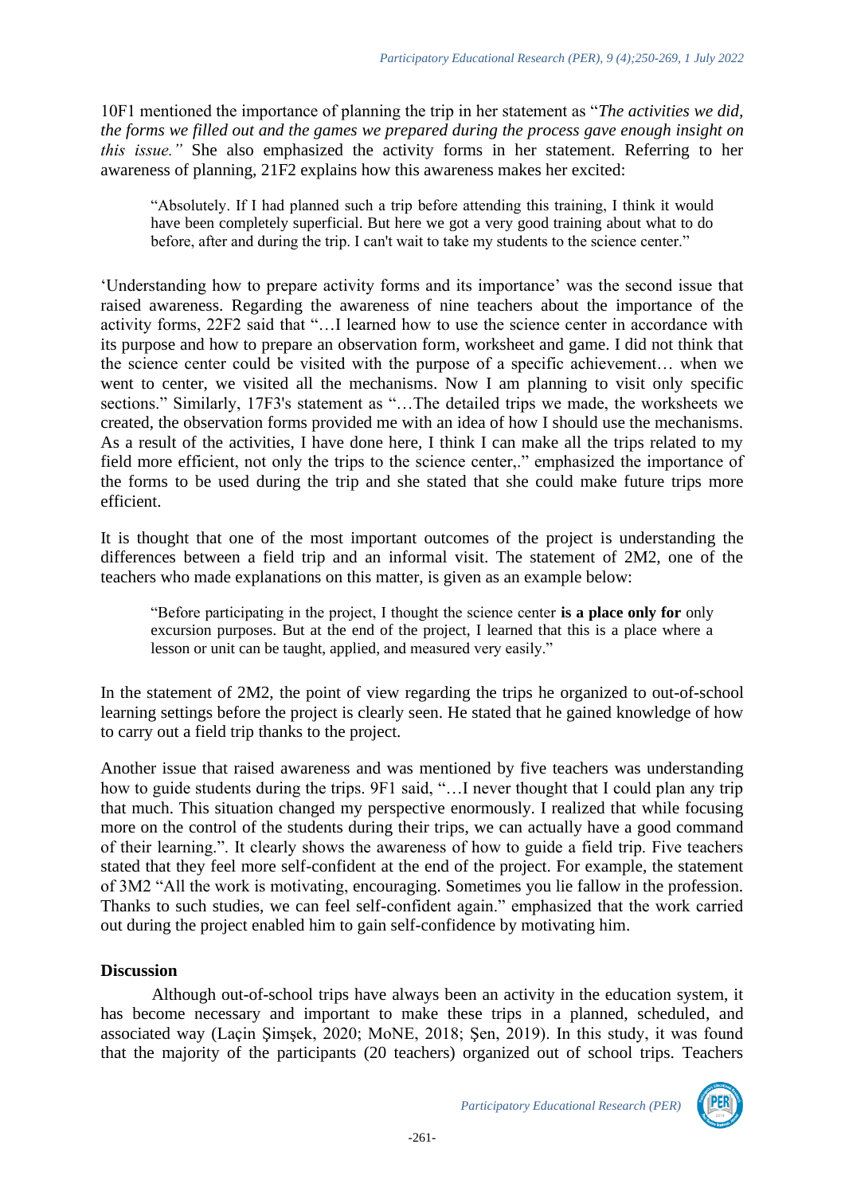10F1 mentioned the importance of planning the trip in her statement as "*The activities we did, the forms we filled out and the games we prepared during the process gave enough insight on this issue."* She also emphasized the activity forms in her statement. Referring to her awareness of planning, 21F2 explains how this awareness makes her excited:

> "Absolutely. If I had planned such a trip before attending this training, I think it would have been completely superficial. But here we got a very good training about what to do before, after and during the trip. I can't wait to take my students to the science center."

'Understanding how to prepare activity forms and its importance' was the second issue that raised awareness. Regarding the awareness of nine teachers about the importance of the activity forms, 22F2 said that "…I learned how to use the science center in accordance with its purpose and how to prepare an observation form, worksheet and game. I did not think that the science center could be visited with the purpose of a specific achievement… when we went to center, we visited all the mechanisms. Now I am planning to visit only specific sections." Similarly, 17F3's statement as "…The detailed trips we made, the worksheets we created, the observation forms provided me with an idea of how I should use the mechanisms. As a result of the activities, I have done here, I think I can make all the trips related to my field more efficient, not only the trips to the science center,." emphasized the importance of the forms to be used during the trip and she stated that she could make future trips more efficient.

It is thought that one of the most important outcomes of the project is understanding the differences between a field trip and an informal visit. The statement of 2M2, one of the teachers who made explanations on this matter, is given as an example below:

> "Before participating in the project, I thought the science center **is a place only for** only excursion purposes. But at the end of the project, I learned that this is a place where a lesson or unit can be taught, applied, and measured very easily."

In the statement of 2M2, the point of view regarding the trips he organized to out-of-school learning settings before the project is clearly seen. He stated that he gained knowledge of how to carry out a field trip thanks to the project.

Another issue that raised awareness and was mentioned by five teachers was understanding how to guide students during the trips. 9F1 said, "…I never thought that I could plan any trip that much. This situation changed my perspective enormously. I realized that while focusing more on the control of the students during their trips, we can actually have a good command of their learning.". It clearly shows the awareness of how to guide a field trip. Five teachers stated that they feel more self-confident at the end of the project. For example, the statement of 3M2 "All the work is motivating, encouraging. Sometimes you lie fallow in the profession. Thanks to such studies, we can feel self-confident again." emphasized that the work carried out during the project enabled him to gain self-confidence by motivating him.

## Discussion

Although out-of-school trips have always been an activity in the education system, it has become necessary and important to make these trips in a planned, scheduled, and associated way (Laçin Şimşek, 2020; MoNE, 2018; Şen, 2019). In this study, it was found that the majority of the participants (20 teachers) organized out of school trips. Teachers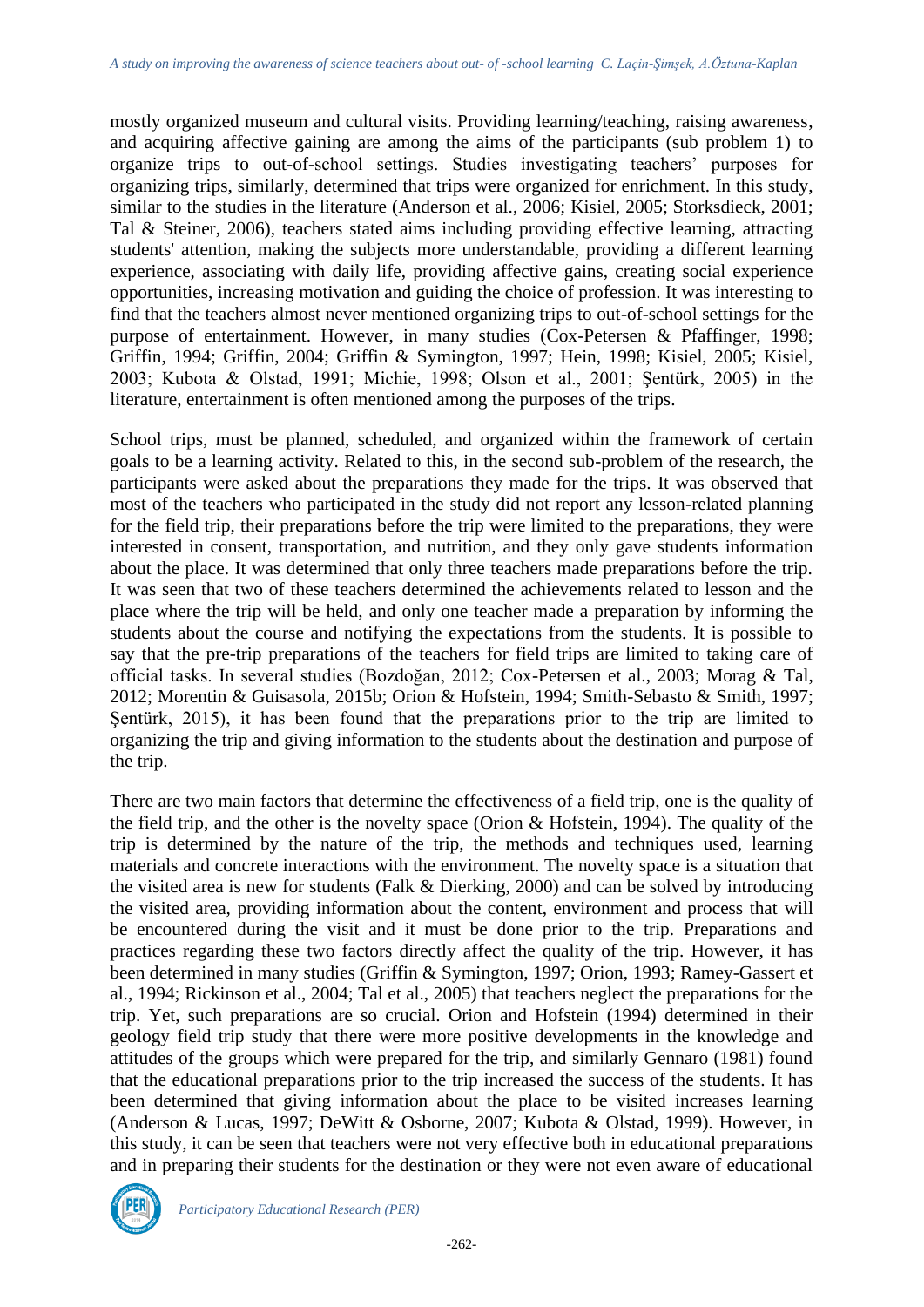mostly organized museum and cultural visits. Providing learning/teaching, raising awareness, and acquiring affective gaining are among the aims of the participants (sub problem 1) to organize trips to out-of-school settings. Studies investigating teachers' purposes for organizing trips, similarly, determined that trips were organized for enrichment. In this study, similar to the studies in the literature (Anderson et al., 2006; Kisiel, 2005; Storksdieck, 2001; Tal & Steiner, 2006), teachers stated aims including providing effective learning, attracting students' attention, making the subjects more understandable, providing a different learning experience, associating with daily life, providing affective gains, creating social experience opportunities, increasing motivation and guiding the choice of profession. It was interesting to find that the teachers almost never mentioned organizing trips to out-of-school settings for the purpose of entertainment. However, in many studies (Cox-Petersen & Pfaffinger, 1998; Griffin, 1994; Griffin, 2004; Griffin & Symington, 1997; Hein, 1998; Kisiel, 2005; Kisiel, 2003; Kubota & Olstad, 1991; Michie, 1998; Olson et al., 2001; Şentürk, 2005) in the literature, entertainment is often mentioned among the purposes of the trips.

School trips, must be planned, scheduled, and organized within the framework of certain goals to be a learning activity. Related to this, in the second sub-problem of the research, the participants were asked about the preparations they made for the trips. It was observed that most of the teachers who participated in the study did not report any lesson-related planning for the field trip, their preparations before the trip were limited to the preparations, they were interested in consent, transportation, and nutrition, and they only gave students information about the place. It was determined that only three teachers made preparations before the trip. It was seen that two of these teachers determined the achievements related to lesson and the place where the trip will be held, and only one teacher made a preparation by informing the students about the course and notifying the expectations from the students. It is possible to say that the pre-trip preparations of the teachers for field trips are limited to taking care of official tasks. In several studies (Bozdoğan, 2012; Cox-Petersen et al., 2003; Morag & Tal, 2012; Morentin & Guisasola, 2015b; Orion & Hofstein, 1994; Smith-Sebasto & Smith, 1997; Şentürk, 2015), it has been found that the preparations prior to the trip are limited to organizing the trip and giving information to the students about the destination and purpose of the trip.

There are two main factors that determine the effectiveness of a field trip, one is the quality of the field trip, and the other is the novelty space (Orion & Hofstein, 1994). The quality of the trip is determined by the nature of the trip, the methods and techniques used, learning materials and concrete interactions with the environment. The novelty space is a situation that the visited area is new for students (Falk & Dierking, 2000) and can be solved by introducing the visited area, providing information about the content, environment and process that will be encountered during the visit and it must be done prior to the trip. Preparations and practices regarding these two factors directly affect the quality of the trip. However, it has been determined in many studies (Griffin & Symington, 1997; Orion, 1993; Ramey-Gassert et al., 1994; Rickinson et al., 2004; Tal et al., 2005) that teachers neglect the preparations for the trip. Yet, such preparations are so crucial. Orion and Hofstein (1994) determined in their geology field trip study that there were more positive developments in the knowledge and attitudes of the groups which were prepared for the trip, and similarly Gennaro (1981) found that the educational preparations prior to the trip increased the success of the students. It has been determined that giving information about the place to be visited increases learning (Anderson & Lucas, 1997; DeWitt & Osborne, 2007; Kubota & Olstad, 1999). However, in this study, it can be seen that teachers were not very effective both in educational preparations and in preparing their students for the destination or they were not even aware of educational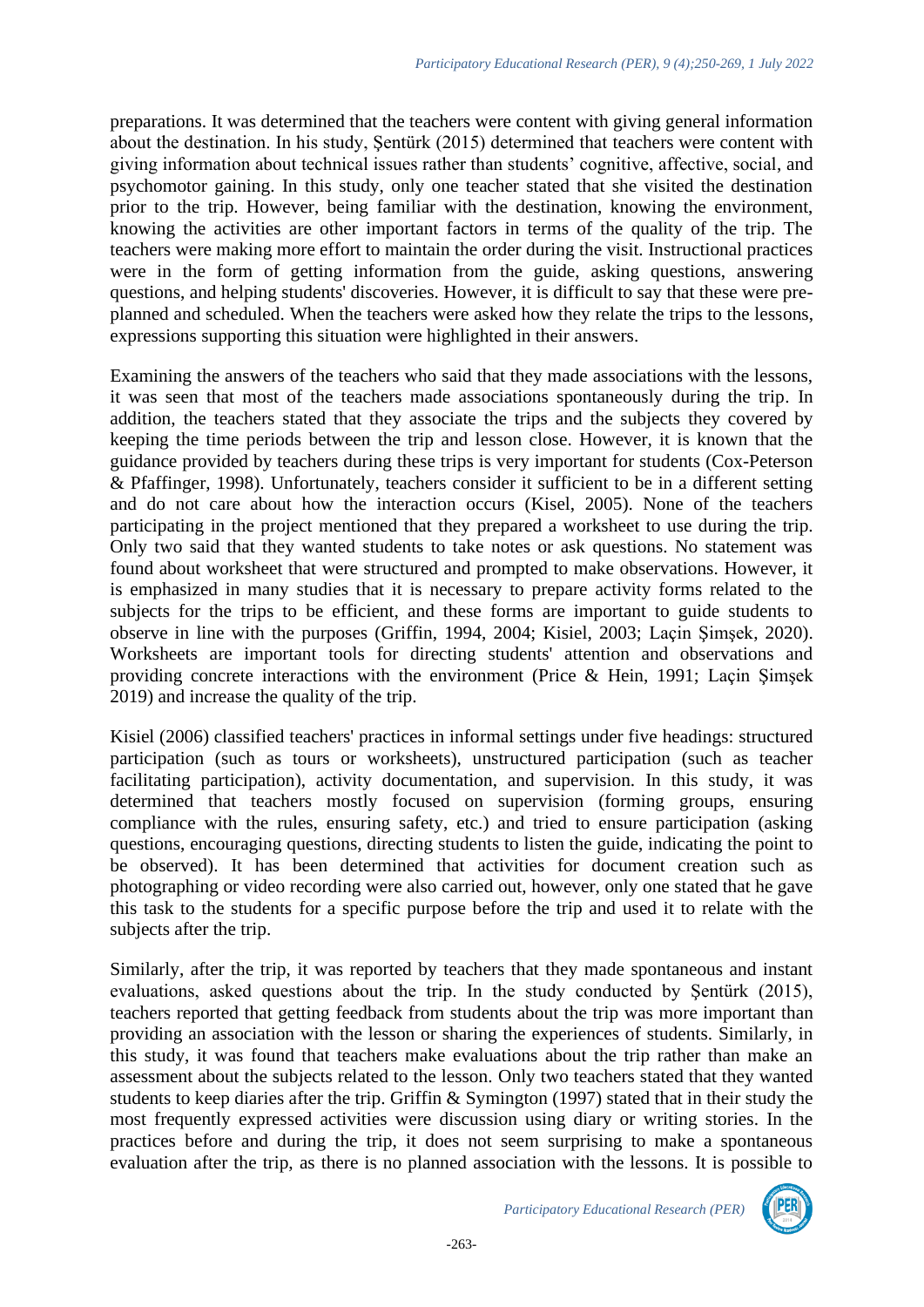preparations. It was determined that the teachers were content with giving general information about the destination. In his study, Şentürk (2015) determined that teachers were content with giving information about technical issues rather than students' cognitive, affective, social, and psychomotor gaining. In this study, only one teacher stated that she visited the destination prior to the trip. However, being familiar with the destination, knowing the environment, knowing the activities are other important factors in terms of the quality of the trip. The teachers were making more effort to maintain the order during the visit. Instructional practices were in the form of getting information from the guide, asking questions, answering questions, and helping students' discoveries. However, it is difficult to say that these were pre-planned and scheduled. When the teachers were asked how they relate the trips to the lessons, expressions supporting this situation were highlighted in their answers.

Examining the answers of the teachers who said that they made associations with the lessons, it was seen that most of the teachers made associations spontaneously during the trip. In addition, the teachers stated that they associate the trips and the subjects they covered by keeping the time periods between the trip and lesson close. However, it is known that the guidance provided by teachers during these trips is very important for students (Cox-Peterson & Pfaffinger, 1998). Unfortunately, teachers consider it sufficient to be in a different setting and do not care about how the interaction occurs (Kisel, 2005). None of the teachers participating in the project mentioned that they prepared a worksheet to use during the trip. Only two said that they wanted students to take notes or ask questions. No statement was found about worksheet that were structured and prompted to make observations. However, it is emphasized in many studies that it is necessary to prepare activity forms related to the subjects for the trips to be efficient, and these forms are important to guide students to observe in line with the purposes (Griffin, 1994, 2004; Kisiel, 2003; Laçin Şimşek, 2020). Worksheets are important tools for directing students' attention and observations and providing concrete interactions with the environment (Price & Hein, 1991; Laçin Şimşek 2019) and increase the quality of the trip.

Kisiel (2006) classified teachers' practices in informal settings under five headings: structured participation (such as tours or worksheets), unstructured participation (such as teacher facilitating participation), activity documentation, and supervision. In this study, it was determined that teachers mostly focused on supervision (forming groups, ensuring compliance with the rules, ensuring safety, etc.) and tried to ensure participation (asking questions, encouraging questions, directing students to listen the guide, indicating the point to be observed). It has been determined that activities for document creation such as photographing or video recording were also carried out, however, only one stated that he gave this task to the students for a specific purpose before the trip and used it to relate with the subjects after the trip.

Similarly, after the trip, it was reported by teachers that they made spontaneous and instant evaluations, asked questions about the trip. In the study conducted by Şentürk (2015), teachers reported that getting feedback from students about the trip was more important than providing an association with the lesson or sharing the experiences of students. Similarly, in this study, it was found that teachers make evaluations about the trip rather than make an assessment about the subjects related to the lesson. Only two teachers stated that they wanted students to keep diaries after the trip. Griffin & Symington (1997) stated that in their study the most frequently expressed activities were discussion using diary or writing stories. In the practices before and during the trip, it does not seem surprising to make a spontaneous evaluation after the trip, as there is no planned association with the lessons. It is possible to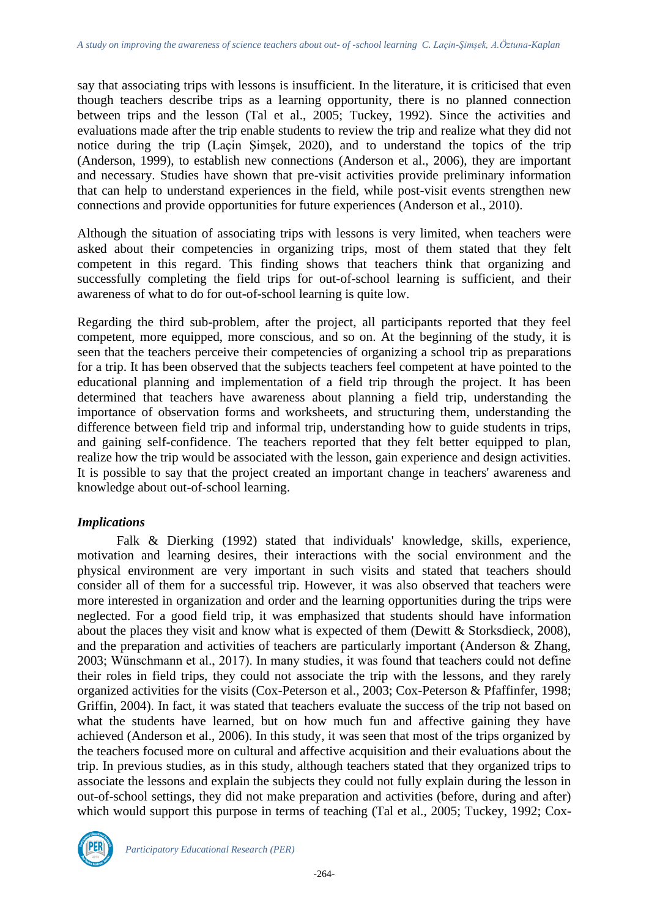say that associating trips with lessons is insufficient. In the literature, it is criticised that even though teachers describe trips as a learning opportunity, there is no planned connection between trips and the lesson (Tal et al., 2005; Tuckey, 1992). Since the activities and evaluations made after the trip enable students to review the trip and realize what they did not notice during the trip (Laçin Şimşek, 2020), and to understand the topics of the trip (Anderson, 1999), to establish new connections (Anderson et al., 2006), they are important and necessary. Studies have shown that pre-visit activities provide preliminary information that can help to understand experiences in the field, while post-visit events strengthen new connections and provide opportunities for future experiences (Anderson et al., 2010).

Although the situation of associating trips with lessons is very limited, when teachers were asked about their competencies in organizing trips, most of them stated that they felt competent in this regard. This finding shows that teachers think that organizing and successfully completing the field trips for out-of-school learning is sufficient, and their awareness of what to do for out-of-school learning is quite low.

Regarding the third sub-problem, after the project, all participants reported that they feel competent, more equipped, more conscious, and so on. At the beginning of the study, it is seen that the teachers perceive their competencies of organizing a school trip as preparations for a trip. It has been observed that the subjects teachers feel competent at have pointed to the educational planning and implementation of a field trip through the project. It has been determined that teachers have awareness about planning a field trip, understanding the importance of observation forms and worksheets, and structuring them, understanding the difference between field trip and informal trip, understanding how to guide students in trips, and gaining self-confidence. The teachers reported that they felt better equipped to plan, realize how the trip would be associated with the lesson, gain experience and design activities. It is possible to say that the project created an important change in teachers' awareness and knowledge about out-of-school learning.

### *Implications*

Falk & Dierking (1992) stated that individuals' knowledge, skills, experience, motivation and learning desires, their interactions with the social environment and the physical environment are very important in such visits and stated that teachers should consider all of them for a successful trip. However, it was also observed that teachers were more interested in organization and order and the learning opportunities during the trips were neglected. For a good field trip, it was emphasized that students should have information about the places they visit and know what is expected of them (Dewitt & Storksdieck, 2008), and the preparation and activities of teachers are particularly important (Anderson & Zhang, 2003; Wünschmann et al., 2017). In many studies, it was found that teachers could not define their roles in field trips, they could not associate the trip with the lessons, and they rarely organized activities for the visits (Cox-Peterson et al., 2003; Cox-Peterson & Pfaffinfer, 1998; Griffin, 2004). In fact, it was stated that teachers evaluate the success of the trip not based on what the students have learned, but on how much fun and affective gaining they have achieved (Anderson et al., 2006). In this study, it was seen that most of the trips organized by the teachers focused more on cultural and affective acquisition and their evaluations about the trip. In previous studies, as in this study, although teachers stated that they organized trips to associate the lessons and explain the subjects they could not fully explain during the lesson in out-of-school settings, they did not make preparation and activities (before, during and after) which would support this purpose in terms of teaching (Tal et al., 2005; Tuckey, 1992; Cox-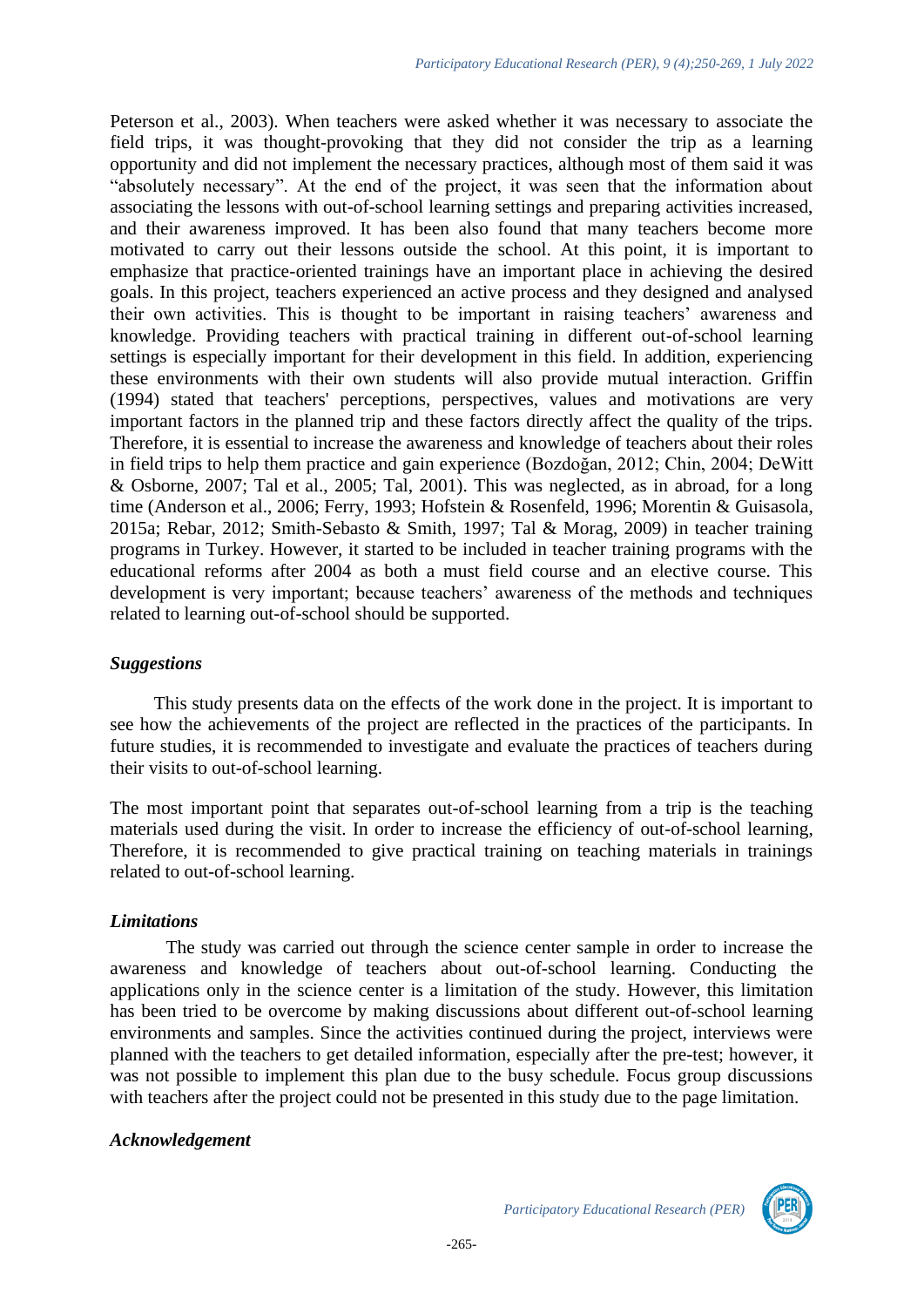Peterson et al., 2003). When teachers were asked whether it was necessary to associate the field trips, it was thought-provoking that they did not consider the trip as a learning opportunity and did not implement the necessary practices, although most of them said it was "absolutely necessary". At the end of the project, it was seen that the information about associating the lessons with out-of-school learning settings and preparing activities increased, and their awareness improved. It has been also found that many teachers become more motivated to carry out their lessons outside the school. At this point, it is important to emphasize that practice-oriented trainings have an important place in achieving the desired goals. In this project, teachers experienced an active process and they designed and analysed their own activities. This is thought to be important in raising teachers' awareness and knowledge. Providing teachers with practical training in different out-of-school learning settings is especially important for their development in this field. In addition, experiencing these environments with their own students will also provide mutual interaction. Griffin (1994) stated that teachers' perceptions, perspectives, values and motivations are very important factors in the planned trip and these factors directly affect the quality of the trips. Therefore, it is essential to increase the awareness and knowledge of teachers about their roles in field trips to help them practice and gain experience (Bozdoğan, 2012; Chin, 2004; DeWitt & Osborne, 2007; Tal et al., 2005; Tal, 2001). This was neglected, as in abroad, for a long time (Anderson et al., 2006; Ferry, 1993; Hofstein & Rosenfeld, 1996; Morentin & Guisasola, 2015a; Rebar, 2012; Smith-Sebasto & Smith, 1997; Tal & Morag, 2009) in teacher training programs in Turkey. However, it started to be included in teacher training programs with the educational reforms after 2004 as both a must field course and an elective course. This development is very important; because teachers' awareness of the methods and techniques related to learning out-of-school should be supported.

### *Suggestions*

This study presents data on the effects of the work done in the project. It is important to see how the achievements of the project are reflected in the practices of the participants. In future studies, it is recommended to investigate and evaluate the practices of teachers during their visits to out-of-school learning.

The most important point that separates out-of-school learning from a trip is the teaching materials used during the visit. In order to increase the efficiency of out-of-school learning, Therefore, it is recommended to give practical training on teaching materials in trainings related to out-of-school learning.

### *Limitations*

The study was carried out through the science center sample in order to increase the awareness and knowledge of teachers about out-of-school learning. Conducting the applications only in the science center is a limitation of the study. However, this limitation has been tried to be overcome by making discussions about different out-of-school learning environments and samples. Since the activities continued during the project, interviews were planned with the teachers to get detailed information, especially after the pre-test; however, it was not possible to implement this plan due to the busy schedule. Focus group discussions with teachers after the project could not be presented in this study due to the page limitation.

### *Acknowledgement*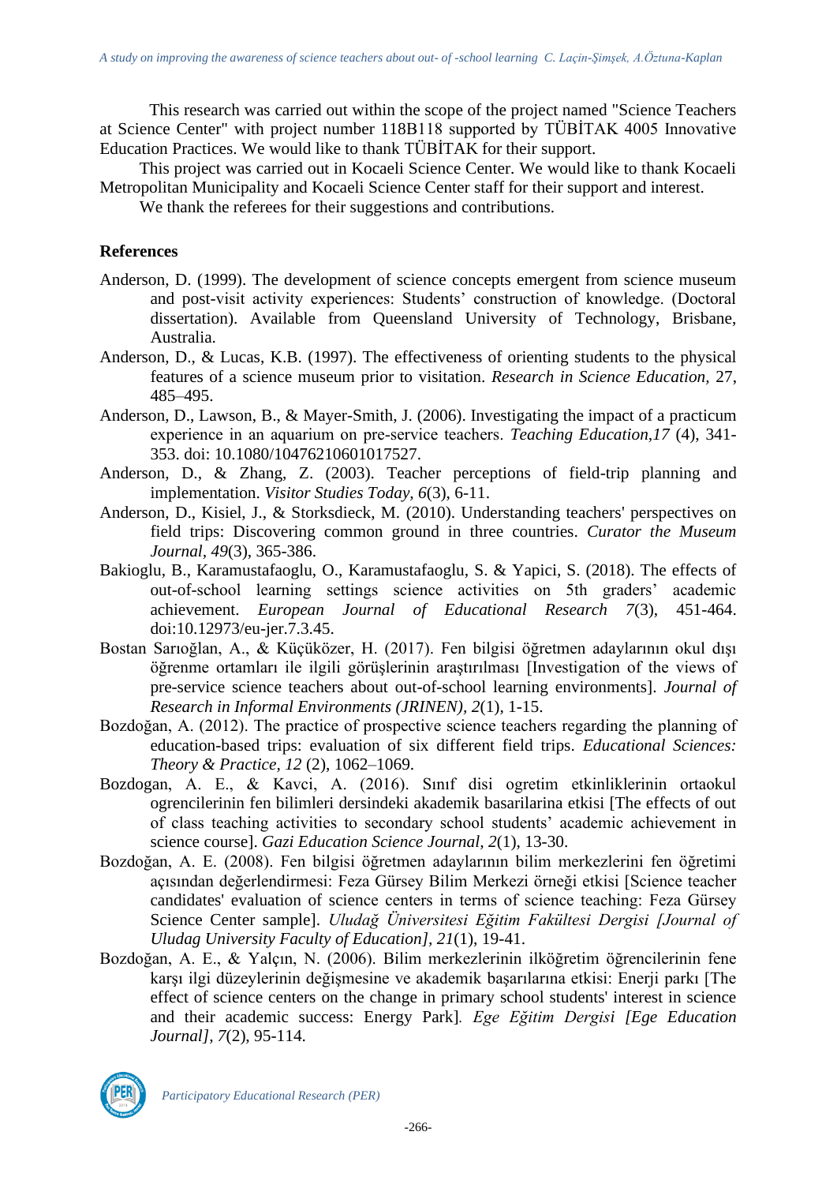This research was carried out within the scope of the project named "Science Teachers at Science Center" with project number 118B118 supported by TÜBİTAK 4005 Innovative Education Practices. We would like to thank TÜBİTAK for their support.

This project was carried out in Kocaeli Science Center. We would like to thank Kocaeli Metropolitan Municipality and Kocaeli Science Center staff for their support and interest.

We thank the referees for their suggestions and contributions.

## References

Anderson, D. (1999). The development of science concepts emergent from science museum and post-visit activity experiences: Students' construction of knowledge. (Doctoral dissertation). Available from Queensland University of Technology, Brisbane, Australia.

Anderson, D., & Lucas, K.B. (1997). The effectiveness of orienting students to the physical features of a science museum prior to visitation. *Research in Science Education*, 27, 485–495.

Anderson, D., Lawson, B., & Mayer-Smith, J. (2006). Investigating the impact of a practicum experience in an aquarium on pre-service teachers. *Teaching Education,17* (4), 341-353. doi: 10.1080/10476210601017527.

Anderson, D., & Zhang, Z. (2003). Teacher perceptions of field-trip planning and implementation. *Visitor Studies Today, 6*(3), 6-11.

Anderson, D., Kisiel, J., & Storksdieck, M. (2010). Understanding teachers' perspectives on field trips: Discovering common ground in three countries. *Curator the Museum Journal, 49*(3), 365-386.

Bakioglu, B., Karamustafaoglu, O., Karamustafaoglu, S. & Yapici, S. (2018). The effects of out-of-school learning settings science activities on 5th graders' academic achievement. *European Journal of Educational Research 7*(3), 451-464. doi:10.12973/eu-jer.7.3.45.

Bostan Sarıoğlan, A., & Küçüközer, H. (2017). Fen bilgisi öğretmen adaylarının okul dışı öğrenme ortamları ile ilgili görüşlerinin araştırılması [Investigation of the views of pre-service science teachers about out-of-school learning environments]. *Journal of Research in Informal Environments (JRINEN), 2*(1), 1-15.

Bozdoğan, A. (2012). The practice of prospective science teachers regarding the planning of education-based trips: evaluation of six different field trips. *Educational Sciences: Theory & Practice, 12* (2), 1062–1069.

Bozdogan, A. E., & Kavci, A. (2016). Sınıf disi ogretim etkinliklerinin ortaokul ogrencilerinin fen bilimleri dersindeki akademik basarilarina etkisi [The effects of out of class teaching activities to secondary school students' academic achievement in science course]. *Gazi Education Science Journal, 2*(1), 13-30.

Bozdoğan, A. E. (2008). Fen bilgisi öğretmen adaylarının bilim merkezlerini fen öğretimi açısından değerlendirmesi: Feza Gürsey Bilim Merkezi örneği etkisi [Science teacher candidates' evaluation of science centers in terms of science teaching: Feza Gürsey Science Center sample]. *Uludağ Üniversitesi Eğitim Fakültesi Dergisi [Journal of Uludag University Faculty of Education], 21*(1), 19-41.

Bozdoğan, A. E., & Yalçın, N. (2006). Bilim merkezlerinin ilköğretim öğrencilerinin fene karşı ilgi düzeylerinin değişmesine ve akademik başarılarına etkisi: Enerji parkı [The effect of science centers on the change in primary school students' interest in science and their academic success: Energy Park]. *Ege Eğitim Dergisi [Ege Education Journal], 7*(2), 95-114.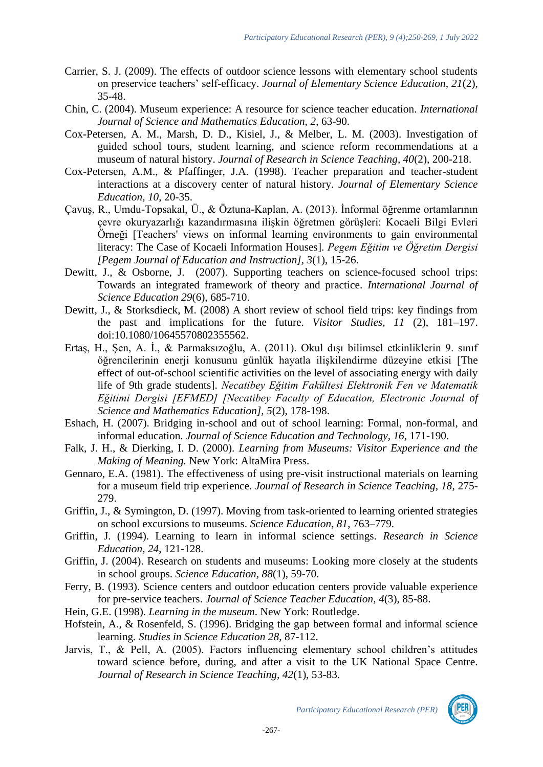Carrier, S. J. (2009). The effects of outdoor science lessons with elementary school students on preservice teachers' self-efficacy. *Journal of Elementary Science Education, 21*(2), 35-48.

Chin, C. (2004). Museum experience: A resource for science teacher education. *International Journal of Science and Mathematics Education, 2*, 63-90.

Cox-Petersen, A. M., Marsh, D. D., Kisiel, J., & Melber, L. M. (2003). Investigation of guided school tours, student learning, and science reform recommendations at a museum of natural history. *Journal of Research in Science Teaching, 40*(2), 200-218.

Cox-Petersen, A.M., & Pfaffinger, J.A. (1998). Teacher preparation and teacher-student interactions at a discovery center of natural history. *Journal of Elementary Science Education, 10*, 20-35.

Çavuş, R., Umdu-Topsakal, Ü., & Öztuna-Kaplan, A. (2013). İnformal öğrenme ortamlarının çevre okuryazarlığı kazandırmasına ilişkin öğretmen görüşleri: Kocaeli Bilgi Evleri Örneği [Teachers' views on informal learning environments to gain environmental literacy: The Case of Kocaeli Information Houses]. *Pegem Eğitim ve Öğretim Dergisi [Pegem Journal of Education and Instruction], 3*(1), 15-26.

Dewitt, J., & Osborne, J. (2007). Supporting teachers on science-focused school trips: Towards an integrated framework of theory and practice. *International Journal of Science Education 29*(6), 685-710.

Dewitt, J., & Storksdieck, M. (2008) A short review of school field trips: key findings from the past and implications for the future. *Visitor Studies, 11* (2), 181–197. doi:10.1080/10645570802355562.

Ertaş, H., Şen, A. İ., & Parmaksızoğlu, A. (2011). Okul dışı bilimsel etkinliklerin 9. sınıf öğrencilerinin enerji konusunu günlük hayatla ilişkilendirme düzeyine etkisi [The effect of out-of-school scientific activities on the level of associating energy with daily life of 9th grade students]. *Necatibey Eğitim Fakültesi Elektronik Fen ve Matematik Eğitimi Dergisi [EFMED] [Necatibey Faculty of Education, Electronic Journal of Science and Mathematics Education], 5*(2), 178-198.

Eshach, H. (2007). Bridging in-school and out of school learning: Formal, non-formal, and informal education. *Journal of Science Education and Technology, 16*, 171-190.

Falk, J. H., & Dierking, I. D. (2000). *Learning from Museums: Visitor Experience and the Making of Meaning.* New York: AltaMira Press.

Gennaro, E.A. (1981). The effectiveness of using pre-visit instructional materials on learning for a museum field trip experience. *Journal of Research in Science Teaching, 18*, 275-279.

Griffin, J., & Symington, D. (1997). Moving from task-oriented to learning oriented strategies on school excursions to museums. *Science Education, 81*, 763–779.

Griffin, J. (1994). Learning to learn in informal science settings. *Research in Science Education, 24*, 121-128.

Griffin, J. (2004). Research on students and museums: Looking more closely at the students in school groups. *Science Education, 88*(1), 59-70.

Ferry, B. (1993). Science centers and outdoor education centers provide valuable experience for pre-service teachers. *Journal of Science Teacher Education, 4*(3), 85-88.

Hein, G.E. (1998). *Learning in the museum*. New York: Routledge.

Hofstein, A., & Rosenfeld, S. (1996). Bridging the gap between formal and informal science learning. *Studies in Science Education 28*, 87-112.

Jarvis, T., & Pell, A. (2005). Factors influencing elementary school children's attitudes toward science before, during, and after a visit to the UK National Space Centre. *Journal of Research in Science Teaching, 42*(1), 53-83.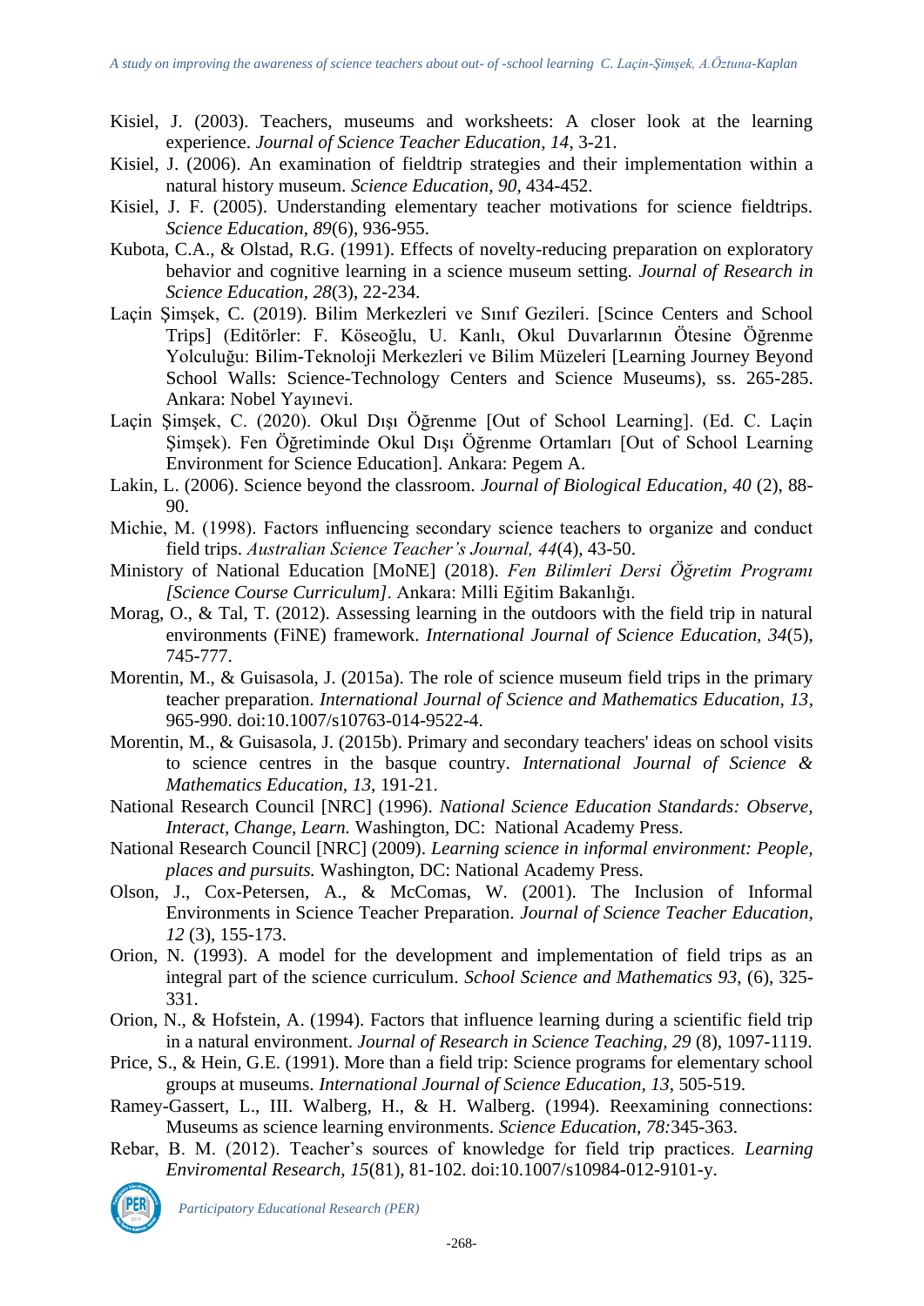Kisiel, J. (2003). Teachers, museums and worksheets: A closer look at the learning experience. *Journal of Science Teacher Education, 14*, 3-21.

Kisiel, J. (2006). An examination of fieldtrip strategies and their implementation within a natural history museum. *Science Education, 90*, 434-452.

Kisiel, J. F. (2005). Understanding elementary teacher motivations for science fieldtrips. *Science Education, 89*(6), 936-955.

Kubota, C.A., & Olstad, R.G. (1991). Effects of novelty-reducing preparation on exploratory behavior and cognitive learning in a science museum setting. *Journal of Research in Science Education, 28*(3), 22-234.

Laçin Şimşek, C. (2019). Bilim Merkezleri ve Sınıf Gezileri. [Scince Centers and School Trips] (Editörler: F. Köseoğlu, U. Kanlı, Okul Duvarlarının Ötesine Öğrenme Yolculuğu: Bilim-Teknoloji Merkezleri ve Bilim Müzeleri [Learning Journey Beyond School Walls: Science-Technology Centers and Science Museums), ss. 265-285. Ankara: Nobel Yayınevi.

Laçin Şimşek, C. (2020). Okul Dışı Öğrenme [Out of School Learning]. (Ed. C. Laçin Şimşek). Fen Öğretiminde Okul Dışı Öğrenme Ortamları [Out of School Learning Environment for Science Education]. Ankara: Pegem A.

Lakin, L. (2006). Science beyond the classroom. *Journal of Biological Education, 40* (2), 88-90.

Michie, M. (1998). Factors influencing secondary science teachers to organize and conduct field trips. *Australian Science Teacher's Journal, 44*(4), 43-50.

Ministory of National Education [MoNE] (2018). *Fen Bilimleri Dersi Öğretim Programı [Science Course Curriculum]*. Ankara: Milli Eğitim Bakanlığı.

Morag, O., & Tal, T. (2012). Assessing learning in the outdoors with the field trip in natural environments (FiNE) framework. *International Journal of Science Education, 34*(5), 745-777.

Morentin, M., & Guisasola, J. (2015a). The role of science museum field trips in the primary teacher preparation. *International Journal of Science and Mathematics Education, 13*, 965-990. doi:10.1007/s10763-014-9522-4.

Morentin, M., & Guisasola, J. (2015b). Primary and secondary teachers' ideas on school visits to science centres in the basque country. *International Journal of Science & Mathematics Education, 13*, 191-21.

National Research Council [NRC] (1996). *National Science Education Standards: Observe, Interact, Change, Learn.* Washington, DC: National Academy Press.

National Research Council [NRC] (2009). *Learning science in informal environment: People, places and pursuits.* Washington, DC: National Academy Press.

Olson, J., Cox-Petersen, A., & McComas, W. (2001). The Inclusion of Informal Environments in Science Teacher Preparation. *Journal of Science Teacher Education, 12* (3), 155-173.

Orion, N. (1993). A model for the development and implementation of field trips as an integral part of the science curriculum. *School Science and Mathematics 93*, (6), 325-331.

Orion, N., & Hofstein, A. (1994). Factors that influence learning during a scientific field trip in a natural environment. *Journal of Research in Science Teaching, 29* (8), 1097-1119.

Price, S., & Hein, G.E. (1991). More than a field trip: Science programs for elementary school groups at museums. *International Journal of Science Education, 13*, 505-519.

Ramey-Gassert, L., III. Walberg, H., & H. Walberg. (1994). Reexamining connections: Museums as science learning environments. *Science Education, 78:*345-363.

Rebar, B. M. (2012). Teacher's sources of knowledge for field trip practices. *Learning Enviromental Research, 15*(81), 81-102. doi:10.1007/s10984-012-9101-y.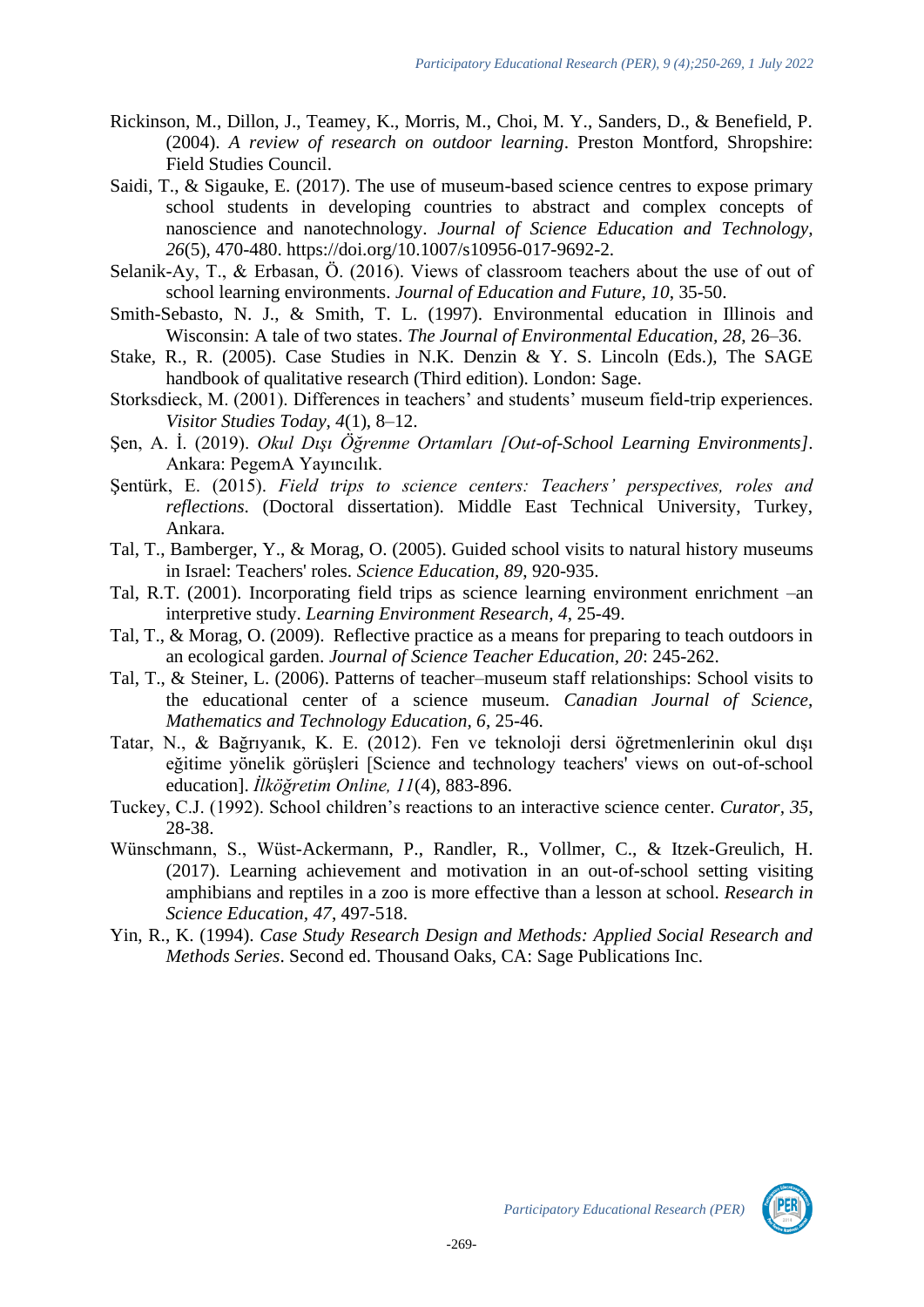Rickinson, M., Dillon, J., Teamey, K., Morris, M., Choi, M. Y., Sanders, D., & Benefield, P. (2004). *A review of research on outdoor learning*. Preston Montford, Shropshire: Field Studies Council.

Saidi, T., & Sigauke, E. (2017). The use of museum-based science centres to expose primary school students in developing countries to abstract and complex concepts of nanoscience and nanotechnology. *Journal of Science Education and Technology, 26*(5), 470-480. https://doi.org/10.1007/s10956-017-9692-2.

Selanik-Ay, T., & Erbasan, Ö. (2016). Views of classroom teachers about the use of out of school learning environments. *Journal of Education and Future, 10*, 35-50.

Smith-Sebasto, N. J., & Smith, T. L. (1997). Environmental education in Illinois and Wisconsin: A tale of two states. *The Journal of Environmental Education, 28*, 26–36.

Stake, R., R. (2005). Case Studies in N.K. Denzin & Y. S. Lincoln (Eds.), The SAGE handbook of qualitative research (Third edition). London: Sage.

Storksdieck, M. (2001). Differences in teachers' and students' museum field-trip experiences. *Visitor Studies Today, 4*(1), 8–12.

Şen, A. İ. (2019). *Okul Dışı Öğrenme Ortamları [Out-of-School Learning Environments]*. Ankara: PegemA Yayıncılık.

Şentürk, E. (2015). *Field trips to science centers: Teachers' perspectives, roles and reflections*. (Doctoral dissertation). Middle East Technical University, Turkey, Ankara.

Tal, T., Bamberger, Y., & Morag, O. (2005). Guided school visits to natural history museums in Israel: Teachers' roles. *Science Education, 89*, 920-935.

Tal, R.T. (2001). Incorporating field trips as science learning environment enrichment –an interpretive study. *Learning Environment Research, 4*, 25-49.

Tal, T., & Morag, O. (2009). Reflective practice as a means for preparing to teach outdoors in an ecological garden. *Journal of Science Teacher Education, 20*: 245-262.

Tal, T., & Steiner, L. (2006). Patterns of teacher–museum staff relationships: School visits to the educational center of a science museum. *Canadian Journal of Science, Mathematics and Technology Education, 6*, 25-46.

Tatar, N., & Bağrıyanık, K. E. (2012). Fen ve teknoloji dersi öğretmenlerinin okul dışı eğitime yönelik görüşleri [Science and technology teachers' views on out-of-school education]. *İlköğretim Online, 11*(4), 883-896.

Tuckey, C.J. (1992). School children's reactions to an interactive science center. *Curator, 35*, 28-38.

Wünschmann, S., Wüst-Ackermann, P., Randler, R., Vollmer, C., & Itzek-Greulich, H. (2017). Learning achievement and motivation in an out-of-school setting visiting amphibians and reptiles in a zoo is more effective than a lesson at school. *Research in Science Education, 47*, 497-518.

Yin, R., K. (1994). *Case Study Research Design and Methods: Applied Social Research and Methods Series*. Second ed. Thousand Oaks, CA: Sage Publications Inc.